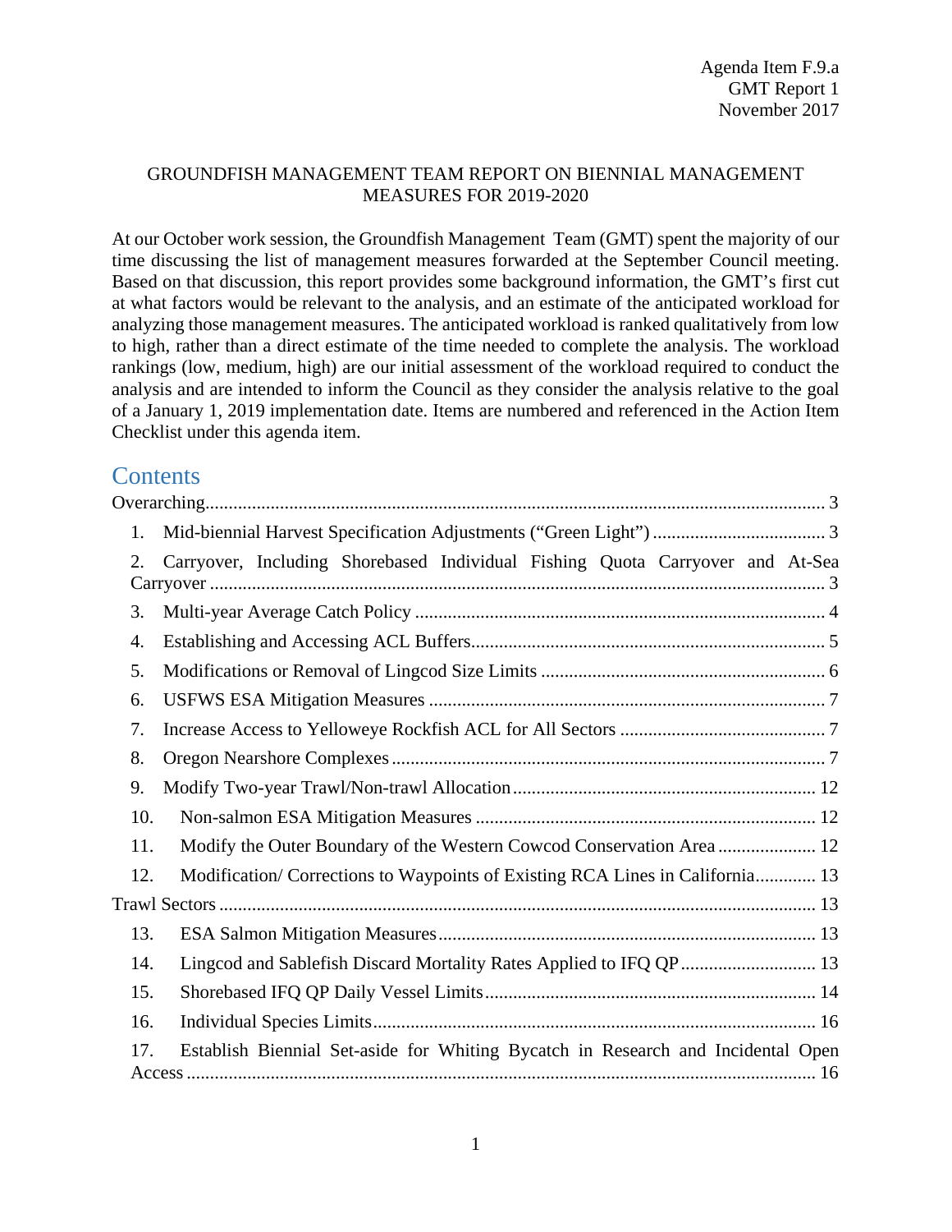Agenda Item F.9.a
GMT Report 1
November 2017

GROUNDFISH MANAGEMENT TEAM REPORT ON BIENNIAL MANAGEMENT MEASURES FOR 2019-2020

At our October work session, the Groundfish Management Team (GMT) spent the majority of our time discussing the list of management measures forwarded at the September Council meeting. Based on that discussion, this report provides some background information, the GMT's first cut at what factors would be relevant to the analysis, and an estimate of the anticipated workload for analyzing those management measures. The anticipated workload is ranked qualitatively from low to high, rather than a direct estimate of the time needed to complete the analysis. The workload rankings (low, medium, high) are our initial assessment of the workload required to conduct the analysis and are intended to inform the Council as they consider the analysis relative to the goal of a January 1, 2019 implementation date. Items are numbered and referenced in the Action Item Checklist under this agenda item.

## Contents

Overarching .... 3

1. Mid-biennial Harvest Specification Adjustments ("Green Light") .... 3
2. Carryover, Including Shorebased Individual Fishing Quota Carryover and At-Sea Carryover .... 3
3. Multi-year Average Catch Policy .... 4
4. Establishing and Accessing ACL Buffers .... 5
5. Modifications or Removal of Lingcod Size Limits .... 6
6. USFWS ESA Mitigation Measures .... 7
7. Increase Access to Yelloweye Rockfish ACL for All Sectors .... 7
8. Oregon Nearshore Complexes .... 7
9. Modify Two-year Trawl/Non-trawl Allocation .... 12
10. Non-salmon ESA Mitigation Measures .... 12
11. Modify the Outer Boundary of the Western Cowcod Conservation Area .... 12
12. Modification/ Corrections to Waypoints of Existing RCA Lines in California .... 13

Trawl Sectors .... 13

13. ESA Salmon Mitigation Measures .... 13
14. Lingcod and Sablefish Discard Mortality Rates Applied to IFQ QP .... 13
15. Shorebased IFQ QP Daily Vessel Limits .... 14
16. Individual Species Limits .... 16
17. Establish Biennial Set-aside for Whiting Bycatch in Research and Incidental Open Access .... 16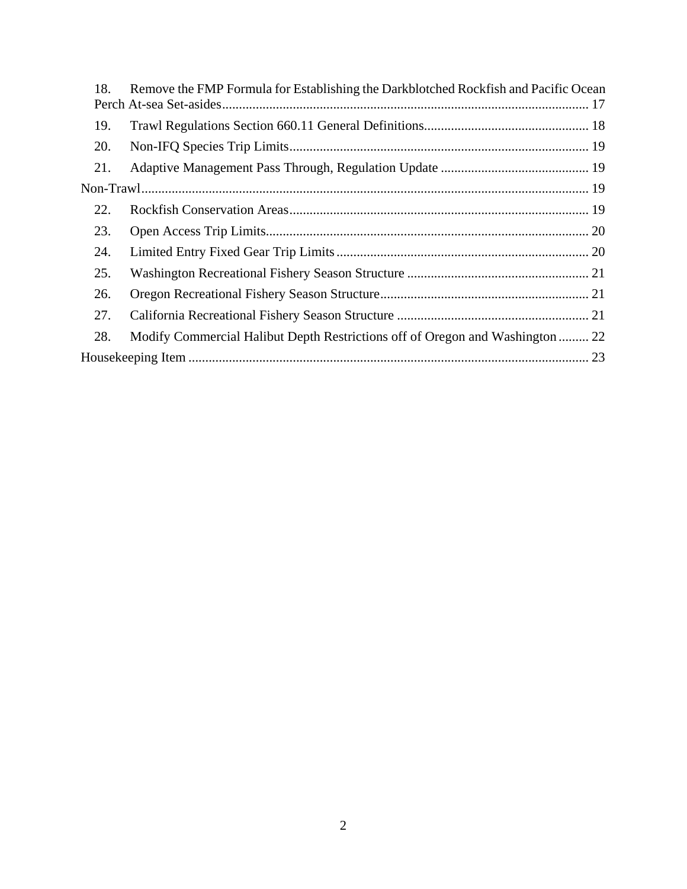18. Remove the FMP Formula for Establishing the Darkblotched Rockfish and Pacific Ocean Perch At-sea Set-asides ........ 17
19. Trawl Regulations Section 660.11 General Definitions ........ 18
20. Non-IFQ Species Trip Limits ........ 19
21. Adaptive Management Pass Through, Regulation Update ........ 19

Non-Trawl ........ 19

22. Rockfish Conservation Areas ........ 19
23. Open Access Trip Limits ........ 20
24. Limited Entry Fixed Gear Trip Limits ........ 20
25. Washington Recreational Fishery Season Structure ........ 21
26. Oregon Recreational Fishery Season Structure ........ 21
27. California Recreational Fishery Season Structure ........ 21
28. Modify Commercial Halibut Depth Restrictions off of Oregon and Washington ........ 22

Housekeeping Item ........ 23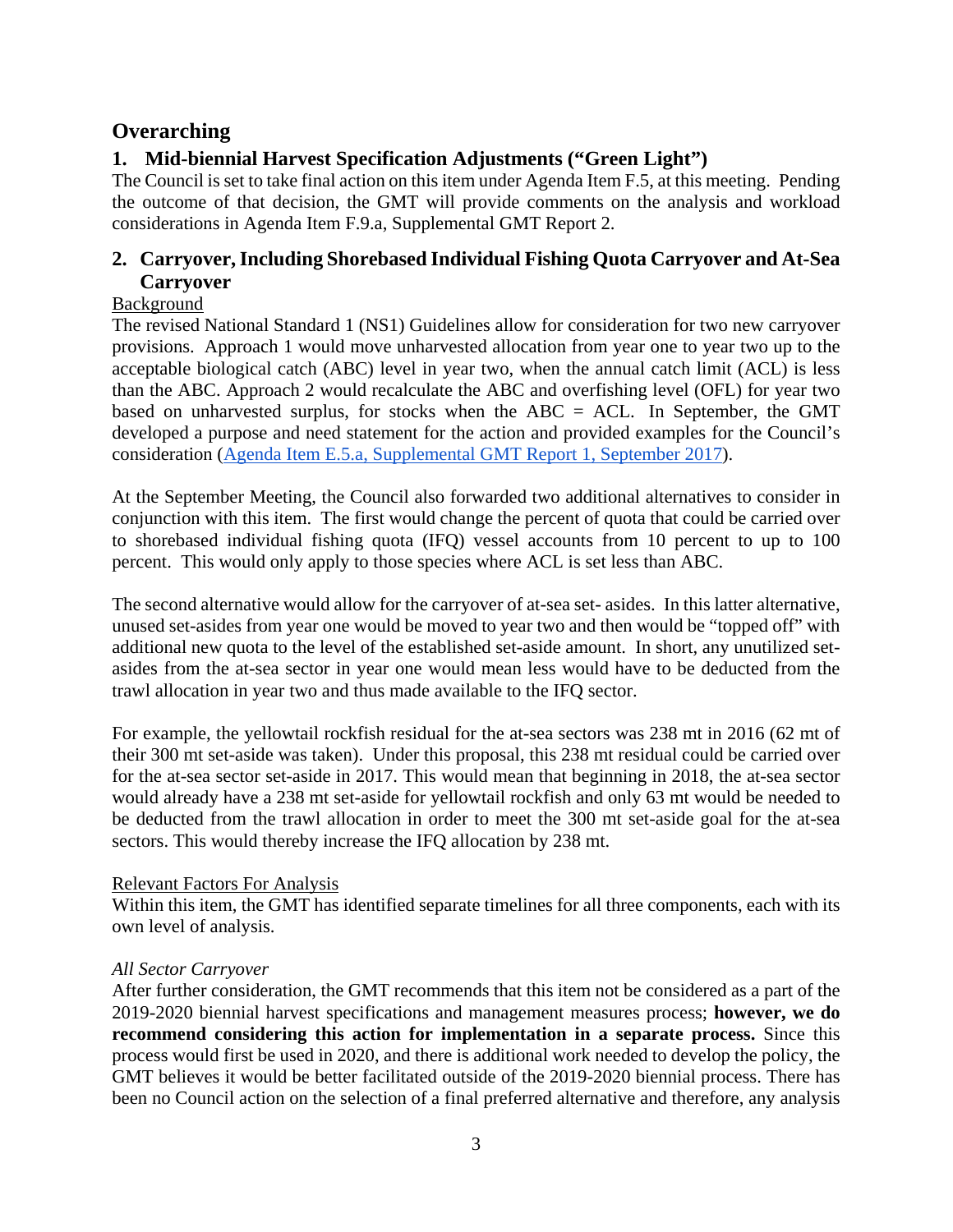## Overarching

### 1. Mid-biennial Harvest Specification Adjustments ("Green Light")

The Council is set to take final action on this item under Agenda Item F.5, at this meeting. Pending the outcome of that decision, the GMT will provide comments on the analysis and workload considerations in Agenda Item F.9.a, Supplemental GMT Report 2.

### 2. Carryover, Including Shorebased Individual Fishing Quota Carryover and At-Sea Carryover

Background

The revised National Standard 1 (NS1) Guidelines allow for consideration for two new carryover provisions. Approach 1 would move unharvested allocation from year one to year two up to the acceptable biological catch (ABC) level in year two, when the annual catch limit (ACL) is less than the ABC. Approach 2 would recalculate the ABC and overfishing level (OFL) for year two based on unharvested surplus, for stocks when the ABC = ACL. In September, the GMT developed a purpose and need statement for the action and provided examples for the Council's consideration (Agenda Item E.5.a, Supplemental GMT Report 1, September 2017).

At the September Meeting, the Council also forwarded two additional alternatives to consider in conjunction with this item. The first would change the percent of quota that could be carried over to shorebased individual fishing quota (IFQ) vessel accounts from 10 percent to up to 100 percent. This would only apply to those species where ACL is set less than ABC.

The second alternative would allow for the carryover of at-sea set- asides. In this latter alternative, unused set-asides from year one would be moved to year two and then would be "topped off" with additional new quota to the level of the established set-aside amount. In short, any unutilized set-asides from the at-sea sector in year one would mean less would have to be deducted from the trawl allocation in year two and thus made available to the IFQ sector.

For example, the yellowtail rockfish residual for the at-sea sectors was 238 mt in 2016 (62 mt of their 300 mt set-aside was taken). Under this proposal, this 238 mt residual could be carried over for the at-sea sector set-aside in 2017. This would mean that beginning in 2018, the at-sea sector would already have a 238 mt set-aside for yellowtail rockfish and only 63 mt would be needed to be deducted from the trawl allocation in order to meet the 300 mt set-aside goal for the at-sea sectors. This would thereby increase the IFQ allocation by 238 mt.

Relevant Factors For Analysis

Within this item, the GMT has identified separate timelines for all three components, each with its own level of analysis.

*All Sector Carryover*

After further consideration, the GMT recommends that this item not be considered as a part of the 2019-2020 biennial harvest specifications and management measures process; **however, we do recommend considering this action for implementation in a separate process.** Since this process would first be used in 2020, and there is additional work needed to develop the policy, the GMT believes it would be better facilitated outside of the 2019-2020 biennial process. There has been no Council action on the selection of a final preferred alternative and therefore, any analysis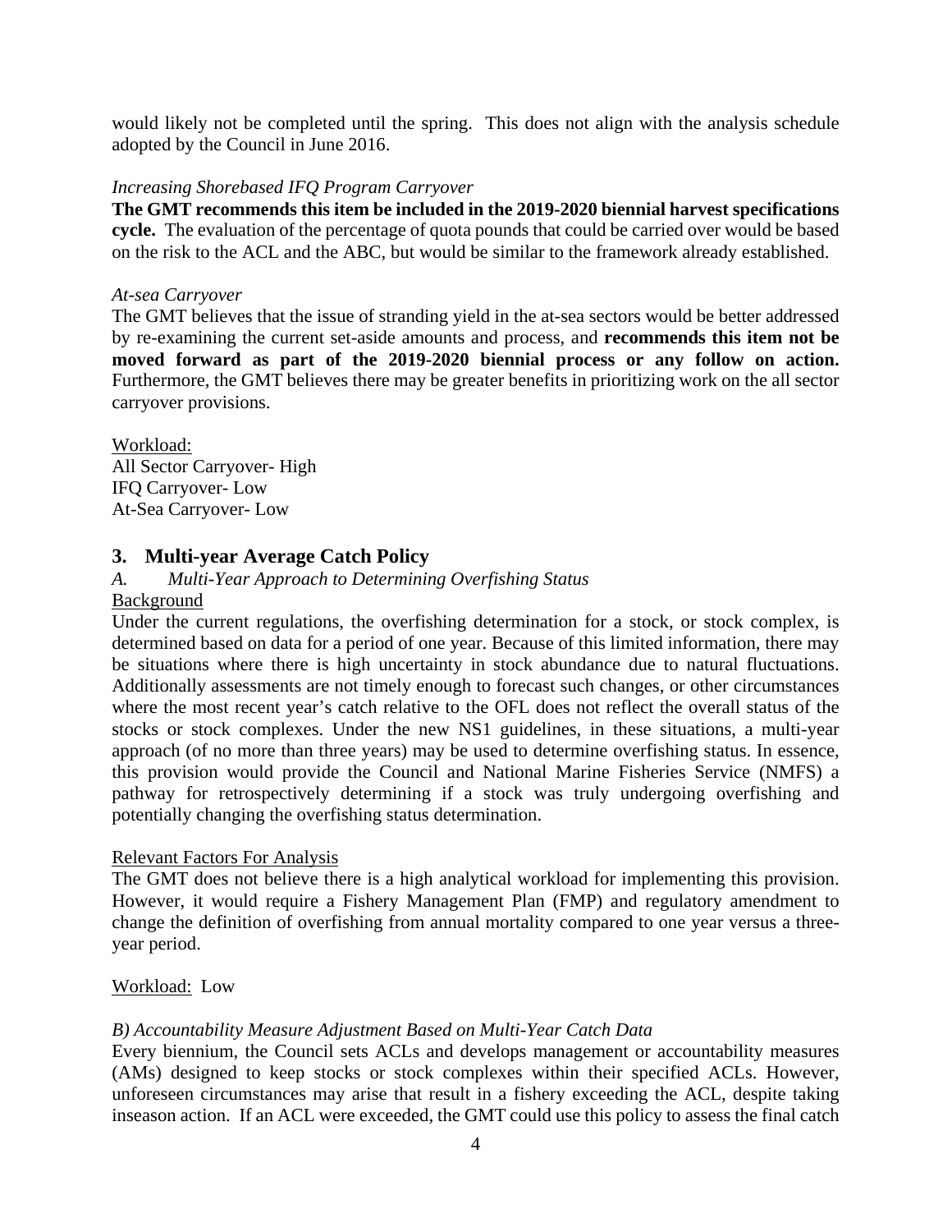would likely not be completed until the spring. This does not align with the analysis schedule adopted by the Council in June 2016.

*Increasing Shorebased IFQ Program Carryover*

**The GMT recommends this item be included in the 2019-2020 biennial harvest specifications cycle.** The evaluation of the percentage of quota pounds that could be carried over would be based on the risk to the ACL and the ABC, but would be similar to the framework already established.

*At-sea Carryover*

The GMT believes that the issue of stranding yield in the at-sea sectors would be better addressed by re-examining the current set-aside amounts and process, and **recommends this item not be moved forward as part of the 2019-2020 biennial process or any follow on action.** Furthermore, the GMT believes there may be greater benefits in prioritizing work on the all sector carryover provisions.

<u>Workload:</u>
All Sector Carryover- High
IFQ Carryover- Low
At-Sea Carryover- Low

## 3. Multi-year Average Catch Policy

*A. Multi-Year Approach to Determining Overfishing Status*

<u>Background</u>

Under the current regulations, the overfishing determination for a stock, or stock complex, is determined based on data for a period of one year. Because of this limited information, there may be situations where there is high uncertainty in stock abundance due to natural fluctuations. Additionally assessments are not timely enough to forecast such changes, or other circumstances where the most recent year's catch relative to the OFL does not reflect the overall status of the stocks or stock complexes. Under the new NS1 guidelines, in these situations, a multi-year approach (of no more than three years) may be used to determine overfishing status. In essence, this provision would provide the Council and National Marine Fisheries Service (NMFS) a pathway for retrospectively determining if a stock was truly undergoing overfishing and potentially changing the overfishing status determination.

<u>Relevant Factors For Analysis</u>

The GMT does not believe there is a high analytical workload for implementing this provision. However, it would require a Fishery Management Plan (FMP) and regulatory amendment to change the definition of overfishing from annual mortality compared to one year versus a three-year period.

<u>Workload:</u> Low

*B) Accountability Measure Adjustment Based on Multi-Year Catch Data*

Every biennium, the Council sets ACLs and develops management or accountability measures (AMs) designed to keep stocks or stock complexes within their specified ACLs. However, unforeseen circumstances may arise that result in a fishery exceeding the ACL, despite taking inseason action. If an ACL were exceeded, the GMT could use this policy to assess the final catch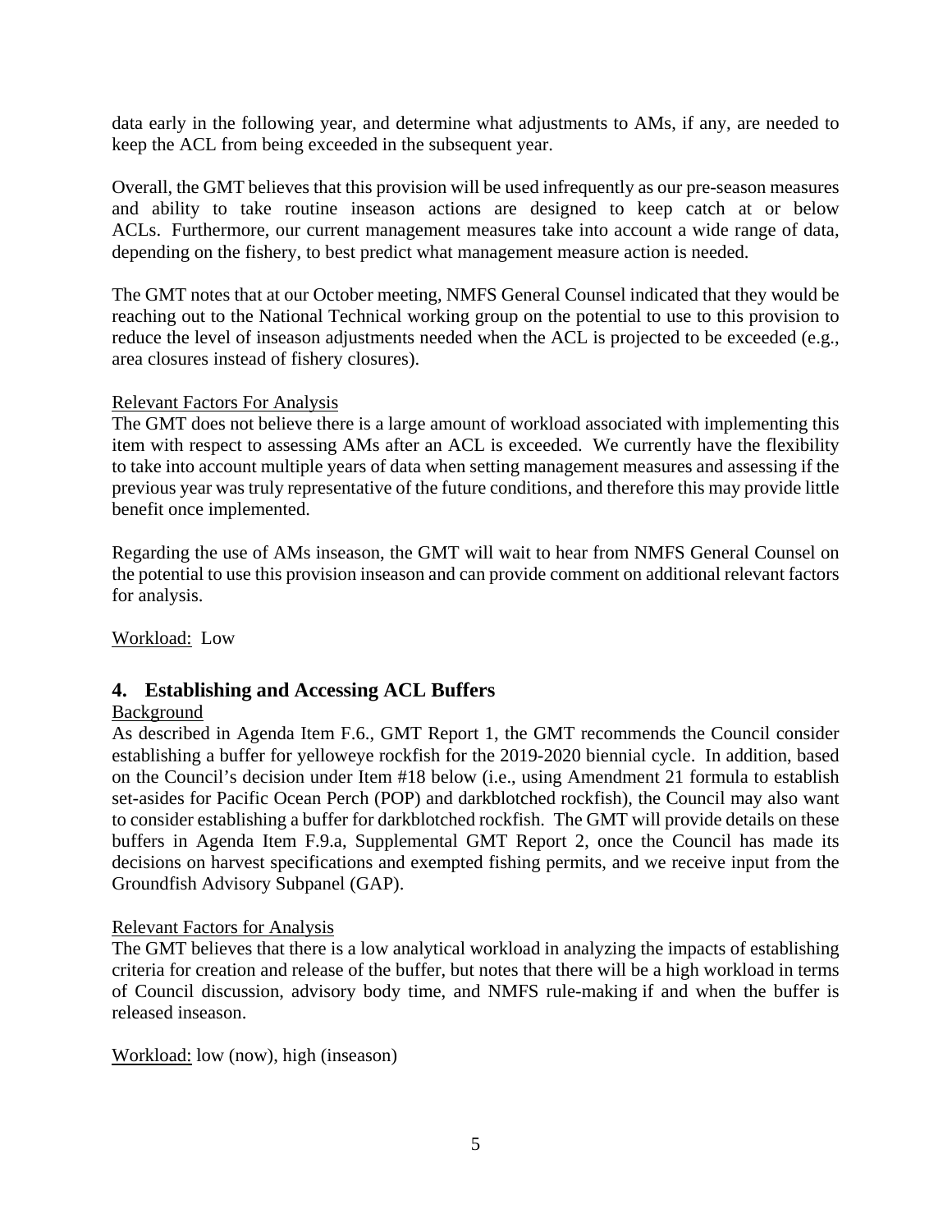data early in the following year, and determine what adjustments to AMs, if any, are needed to keep the ACL from being exceeded in the subsequent year.

Overall, the GMT believes that this provision will be used infrequently as our pre-season measures and ability to take routine inseason actions are designed to keep catch at or below ACLs. Furthermore, our current management measures take into account a wide range of data, depending on the fishery, to best predict what management measure action is needed.

The GMT notes that at our October meeting, NMFS General Counsel indicated that they would be reaching out to the National Technical working group on the potential to use to this provision to reduce the level of inseason adjustments needed when the ACL is projected to be exceeded (e.g., area closures instead of fishery closures).

Relevant Factors For Analysis

The GMT does not believe there is a large amount of workload associated with implementing this item with respect to assessing AMs after an ACL is exceeded. We currently have the flexibility to take into account multiple years of data when setting management measures and assessing if the previous year was truly representative of the future conditions, and therefore this may provide little benefit once implemented.

Regarding the use of AMs inseason, the GMT will wait to hear from NMFS General Counsel on the potential to use this provision inseason and can provide comment on additional relevant factors for analysis.

Workload: Low

## 4. Establishing and Accessing ACL Buffers

Background

As described in Agenda Item F.6., GMT Report 1, the GMT recommends the Council consider establishing a buffer for yelloweye rockfish for the 2019-2020 biennial cycle. In addition, based on the Council's decision under Item #18 below (i.e., using Amendment 21 formula to establish set-asides for Pacific Ocean Perch (POP) and darkblotched rockfish), the Council may also want to consider establishing a buffer for darkblotched rockfish. The GMT will provide details on these buffers in Agenda Item F.9.a, Supplemental GMT Report 2, once the Council has made its decisions on harvest specifications and exempted fishing permits, and we receive input from the Groundfish Advisory Subpanel (GAP).

Relevant Factors for Analysis

The GMT believes that there is a low analytical workload in analyzing the impacts of establishing criteria for creation and release of the buffer, but notes that there will be a high workload in terms of Council discussion, advisory body time, and NMFS rule-making if and when the buffer is released inseason.

Workload: low (now), high (inseason)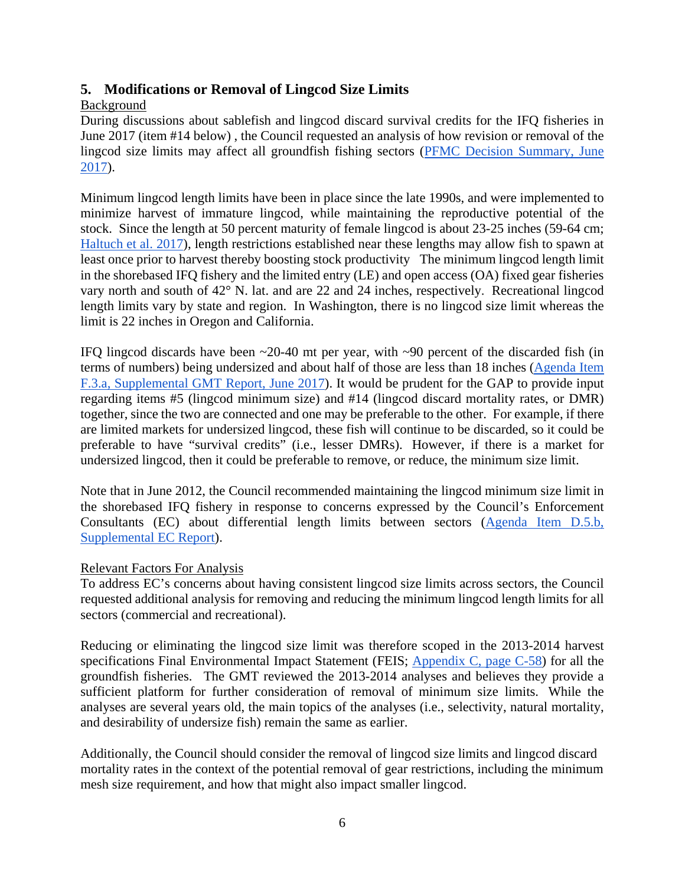## 5. Modifications or Removal of Lingcod Size Limits

Background

During discussions about sablefish and lingcod discard survival credits for the IFQ fisheries in June 2017 (item #14 below) , the Council requested an analysis of how revision or removal of the lingcod size limits may affect all groundfish fishing sectors (PFMC Decision Summary, June 2017).

Minimum lingcod length limits have been in place since the late 1990s, and were implemented to minimize harvest of immature lingcod, while maintaining the reproductive potential of the stock. Since the length at 50 percent maturity of female lingcod is about 23-25 inches (59-64 cm; Haltuch et al. 2017), length restrictions established near these lengths may allow fish to spawn at least once prior to harvest thereby boosting stock productivity The minimum lingcod length limit in the shorebased IFQ fishery and the limited entry (LE) and open access (OA) fixed gear fisheries vary north and south of 42° N. lat. and are 22 and 24 inches, respectively. Recreational lingcod length limits vary by state and region. In Washington, there is no lingcod size limit whereas the limit is 22 inches in Oregon and California.

IFQ lingcod discards have been ~20-40 mt per year, with ~90 percent of the discarded fish (in terms of numbers) being undersized and about half of those are less than 18 inches (Agenda Item F.3.a, Supplemental GMT Report, June 2017). It would be prudent for the GAP to provide input regarding items #5 (lingcod minimum size) and #14 (lingcod discard mortality rates, or DMR) together, since the two are connected and one may be preferable to the other. For example, if there are limited markets for undersized lingcod, these fish will continue to be discarded, so it could be preferable to have "survival credits" (i.e., lesser DMRs). However, if there is a market for undersized lingcod, then it could be preferable to remove, or reduce, the minimum size limit.

Note that in June 2012, the Council recommended maintaining the lingcod minimum size limit in the shorebased IFQ fishery in response to concerns expressed by the Council's Enforcement Consultants (EC) about differential length limits between sectors (Agenda Item D.5.b, Supplemental EC Report).

Relevant Factors For Analysis

To address EC's concerns about having consistent lingcod size limits across sectors, the Council requested additional analysis for removing and reducing the minimum lingcod length limits for all sectors (commercial and recreational).

Reducing or eliminating the lingcod size limit was therefore scoped in the 2013-2014 harvest specifications Final Environmental Impact Statement (FEIS; Appendix C, page C-58) for all the groundfish fisheries. The GMT reviewed the 2013-2014 analyses and believes they provide a sufficient platform for further consideration of removal of minimum size limits. While the analyses are several years old, the main topics of the analyses (i.e., selectivity, natural mortality, and desirability of undersize fish) remain the same as earlier.

Additionally, the Council should consider the removal of lingcod size limits and lingcod discard mortality rates in the context of the potential removal of gear restrictions, including the minimum mesh size requirement, and how that might also impact smaller lingcod.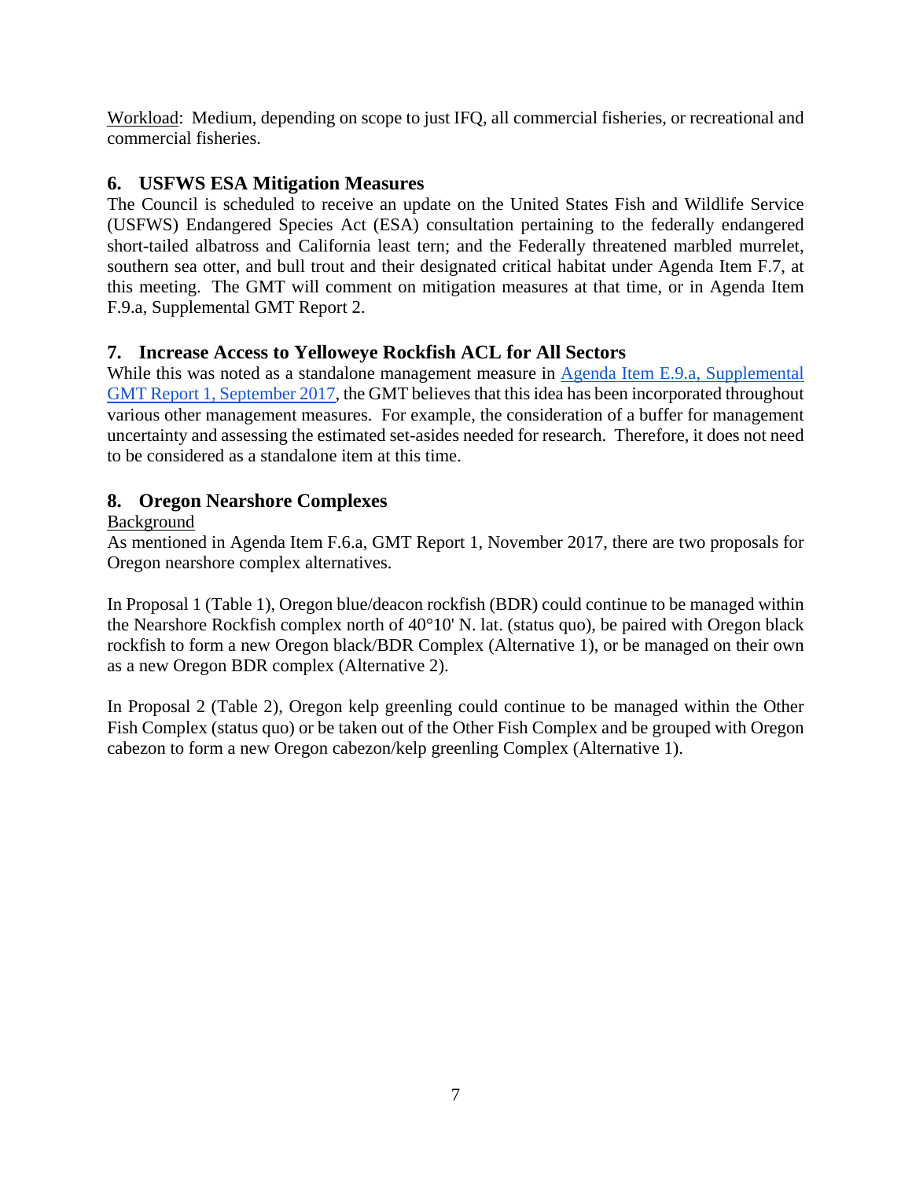Workload: Medium, depending on scope to just IFQ, all commercial fisheries, or recreational and commercial fisheries.

## 6. USFWS ESA Mitigation Measures

The Council is scheduled to receive an update on the United States Fish and Wildlife Service (USFWS) Endangered Species Act (ESA) consultation pertaining to the federally endangered short-tailed albatross and California least tern; and the Federally threatened marbled murrelet, southern sea otter, and bull trout and their designated critical habitat under Agenda Item F.7, at this meeting. The GMT will comment on mitigation measures at that time, or in Agenda Item F.9.a, Supplemental GMT Report 2.

## 7. Increase Access to Yelloweye Rockfish ACL for All Sectors

While this was noted as a standalone management measure in Agenda Item E.9.a, Supplemental GMT Report 1, September 2017, the GMT believes that this idea has been incorporated throughout various other management measures. For example, the consideration of a buffer for management uncertainty and assessing the estimated set-asides needed for research. Therefore, it does not need to be considered as a standalone item at this time.

## 8. Oregon Nearshore Complexes

Background

As mentioned in Agenda Item F.6.a, GMT Report 1, November 2017, there are two proposals for Oregon nearshore complex alternatives.

In Proposal 1 (Table 1), Oregon blue/deacon rockfish (BDR) could continue to be managed within the Nearshore Rockfish complex north of 40°10' N. lat. (status quo), be paired with Oregon black rockfish to form a new Oregon black/BDR Complex (Alternative 1), or be managed on their own as a new Oregon BDR complex (Alternative 2).

In Proposal 2 (Table 2), Oregon kelp greenling could continue to be managed within the Other Fish Complex (status quo) or be taken out of the Other Fish Complex and be grouped with Oregon cabezon to form a new Oregon cabezon/kelp greenling Complex (Alternative 1).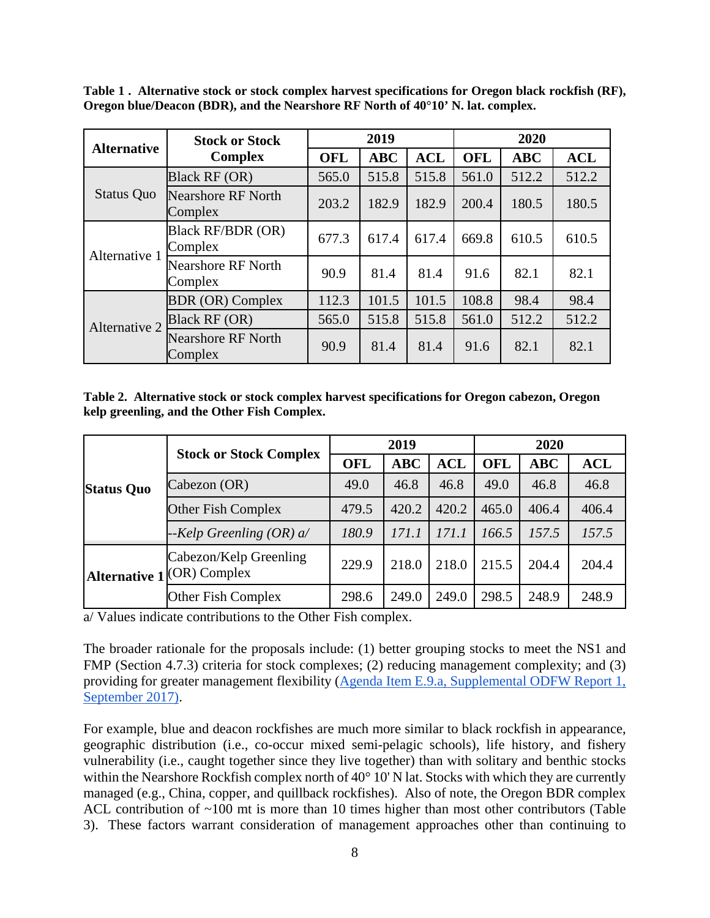**Table 1 . Alternative stock or stock complex harvest specifications for Oregon black rockfish (RF), Oregon blue/Deacon (BDR), and the Nearshore RF North of 40°10' N. lat. complex.**

| Alternative | Stock or Stock Complex | 2019 | | | 2020 | | |
|---|---|---|---|---|---|---|---|
| | | OFL | ABC | ACL | OFL | ABC | ACL |
| Status Quo | Black RF (OR) | 565.0 | 515.8 | 515.8 | 561.0 | 512.2 | 512.2 |
| | Nearshore RF North Complex | 203.2 | 182.9 | 182.9 | 200.4 | 180.5 | 180.5 |
| Alternative 1 | Black RF/BDR (OR) Complex | 677.3 | 617.4 | 617.4 | 669.8 | 610.5 | 610.5 |
| | Nearshore RF North Complex | 90.9 | 81.4 | 81.4 | 91.6 | 82.1 | 82.1 |
| Alternative 2 | BDR (OR) Complex | 112.3 | 101.5 | 101.5 | 108.8 | 98.4 | 98.4 |
| | Black RF (OR) | 565.0 | 515.8 | 515.8 | 561.0 | 512.2 | 512.2 |
| | Nearshore RF North Complex | 90.9 | 81.4 | 81.4 | 91.6 | 82.1 | 82.1 |

**Table 2. Alternative stock or stock complex harvest specifications for Oregon cabezon, Oregon kelp greenling, and the Other Fish Complex.**

| | Stock or Stock Complex | 2019 | | | 2020 | | |
|---|---|---|---|---|---|---|---|
| | | OFL | ABC | ACL | OFL | ABC | ACL |
| **Status Quo** | Cabezon (OR) | 49.0 | 46.8 | 46.8 | 49.0 | 46.8 | 46.8 |
| | Other Fish Complex | 479.5 | 420.2 | 420.2 | 465.0 | 406.4 | 406.4 |
| | *--Kelp Greenling (OR) a/* | *180.9* | *171.1* | *171.1* | *166.5* | *157.5* | *157.5* |
| **Alternative 1** | Cabezon/Kelp Greenling (OR) Complex | 229.9 | 218.0 | 218.0 | 215.5 | 204.4 | 204.4 |
| | Other Fish Complex | 298.6 | 249.0 | 249.0 | 298.5 | 248.9 | 248.9 |

a/ Values indicate contributions to the Other Fish complex.

The broader rationale for the proposals include: (1) better grouping stocks to meet the NS1 and FMP (Section 4.7.3) criteria for stock complexes; (2) reducing management complexity; and (3) providing for greater management flexibility (Agenda Item E.9.a, Supplemental ODFW Report 1, September 2017).

For example, blue and deacon rockfishes are much more similar to black rockfish in appearance, geographic distribution (i.e., co-occur mixed semi-pelagic schools), life history, and fishery vulnerability (i.e., caught together since they live together) than with solitary and benthic stocks within the Nearshore Rockfish complex north of 40° 10' N lat. Stocks with which they are currently managed (e.g., China, copper, and quillback rockfishes). Also of note, the Oregon BDR complex ACL contribution of ~100 mt is more than 10 times higher than most other contributors (Table 3). These factors warrant consideration of management approaches other than continuing to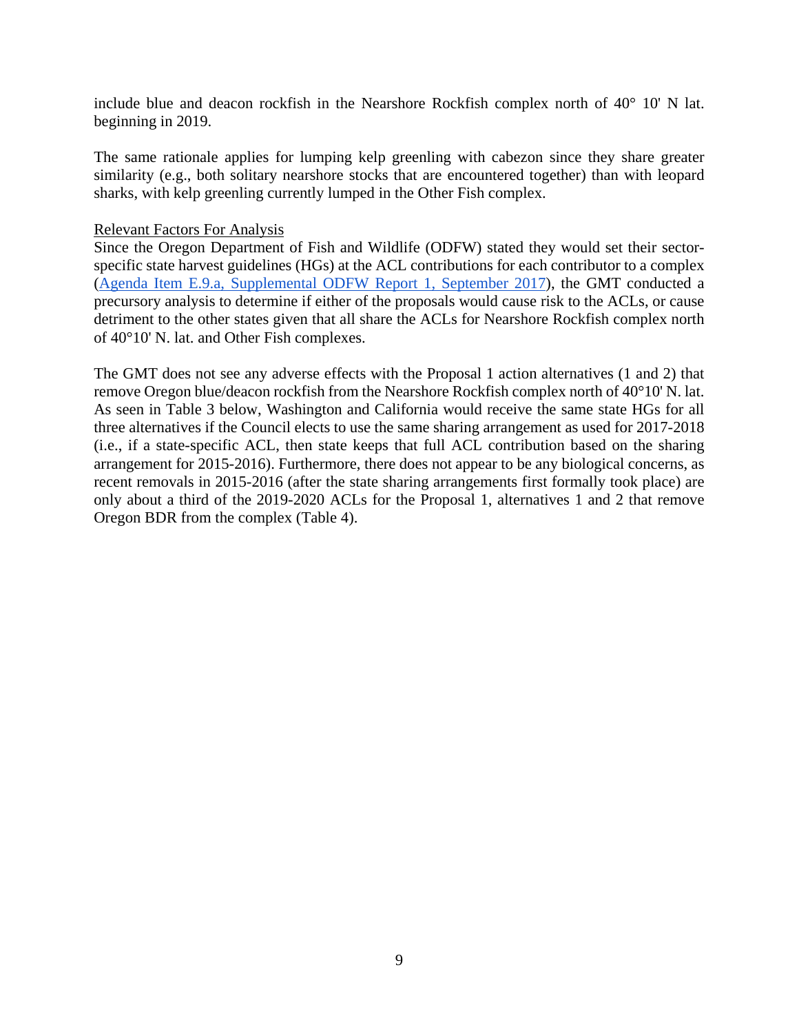include blue and deacon rockfish in the Nearshore Rockfish complex north of 40° 10' N lat. beginning in 2019.

The same rationale applies for lumping kelp greenling with cabezon since they share greater similarity (e.g., both solitary nearshore stocks that are encountered together) than with leopard sharks, with kelp greenling currently lumped in the Other Fish complex.

Relevant Factors For Analysis

Since the Oregon Department of Fish and Wildlife (ODFW) stated they would set their sector-specific state harvest guidelines (HGs) at the ACL contributions for each contributor to a complex (Agenda Item E.9.a, Supplemental ODFW Report 1, September 2017), the GMT conducted a precursory analysis to determine if either of the proposals would cause risk to the ACLs, or cause detriment to the other states given that all share the ACLs for Nearshore Rockfish complex north of 40°10' N. lat. and Other Fish complexes.

The GMT does not see any adverse effects with the Proposal 1 action alternatives (1 and 2) that remove Oregon blue/deacon rockfish from the Nearshore Rockfish complex north of 40°10' N. lat. As seen in Table 3 below, Washington and California would receive the same state HGs for all three alternatives if the Council elects to use the same sharing arrangement as used for 2017-2018 (i.e., if a state-specific ACL, then state keeps that full ACL contribution based on the sharing arrangement for 2015-2016). Furthermore, there does not appear to be any biological concerns, as recent removals in 2015-2016 (after the state sharing arrangements first formally took place) are only about a third of the 2019-2020 ACLs for the Proposal 1, alternatives 1 and 2 that remove Oregon BDR from the complex (Table 4).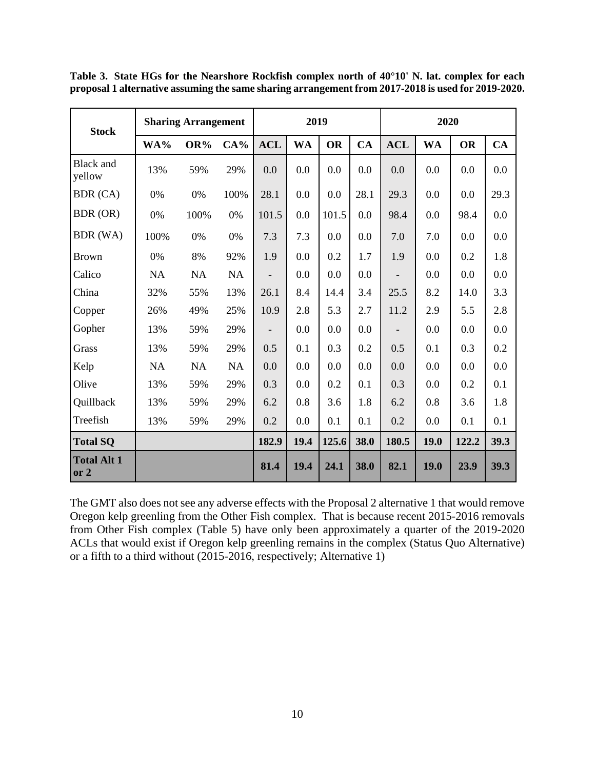**Table 3. State HGs for the Nearshore Rockfish complex north of 40°10' N. lat. complex for each proposal 1 alternative assuming the same sharing arrangement from 2017-2018 is used for 2019-2020.**

| Stock | Sharing Arrangement | | | 2019 | | | | 2020 | | | |
|---|---|---|---|---|---|---|---|---|---|---|---|
| | WA% | OR% | CA% | ACL | WA | OR | CA | ACL | WA | OR | CA |
| Black and yellow | 13% | 59% | 29% | 0.0 | 0.0 | 0.0 | 0.0 | 0.0 | 0.0 | 0.0 | 0.0 |
| BDR (CA) | 0% | 0% | 100% | 28.1 | 0.0 | 0.0 | 28.1 | 29.3 | 0.0 | 0.0 | 29.3 |
| BDR (OR) | 0% | 100% | 0% | 101.5 | 0.0 | 101.5 | 0.0 | 98.4 | 0.0 | 98.4 | 0.0 |
| BDR (WA) | 100% | 0% | 0% | 7.3 | 7.3 | 0.0 | 0.0 | 7.0 | 7.0 | 0.0 | 0.0 |
| Brown | 0% | 8% | 92% | 1.9 | 0.0 | 0.2 | 1.7 | 1.9 | 0.0 | 0.2 | 1.8 |
| Calico | NA | NA | NA | - | 0.0 | 0.0 | 0.0 | - | 0.0 | 0.0 | 0.0 |
| China | 32% | 55% | 13% | 26.1 | 8.4 | 14.4 | 3.4 | 25.5 | 8.2 | 14.0 | 3.3 |
| Copper | 26% | 49% | 25% | 10.9 | 2.8 | 5.3 | 2.7 | 11.2 | 2.9 | 5.5 | 2.8 |
| Gopher | 13% | 59% | 29% | - | 0.0 | 0.0 | 0.0 | - | 0.0 | 0.0 | 0.0 |
| Grass | 13% | 59% | 29% | 0.5 | 0.1 | 0.3 | 0.2 | 0.5 | 0.1 | 0.3 | 0.2 |
| Kelp | NA | NA | NA | 0.0 | 0.0 | 0.0 | 0.0 | 0.0 | 0.0 | 0.0 | 0.0 |
| Olive | 13% | 59% | 29% | 0.3 | 0.0 | 0.2 | 0.1 | 0.3 | 0.0 | 0.2 | 0.1 |
| Quillback | 13% | 59% | 29% | 6.2 | 0.8 | 3.6 | 1.8 | 6.2 | 0.8 | 3.6 | 1.8 |
| Treefish | 13% | 59% | 29% | 0.2 | 0.0 | 0.1 | 0.1 | 0.2 | 0.0 | 0.1 | 0.1 |
| **Total SQ** | | | | **182.9** | **19.4** | **125.6** | **38.0** | **180.5** | **19.0** | **122.2** | **39.3** |
| **Total Alt 1 or 2** | | | | **81.4** | **19.4** | **24.1** | **38.0** | **82.1** | **19.0** | **23.9** | **39.3** |

The GMT also does not see any adverse effects with the Proposal 2 alternative 1 that would remove Oregon kelp greenling from the Other Fish complex. That is because recent 2015-2016 removals from Other Fish complex (Table 5) have only been approximately a quarter of the 2019-2020 ACLs that would exist if Oregon kelp greenling remains in the complex (Status Quo Alternative) or a fifth to a third without (2015-2016, respectively; Alternative 1)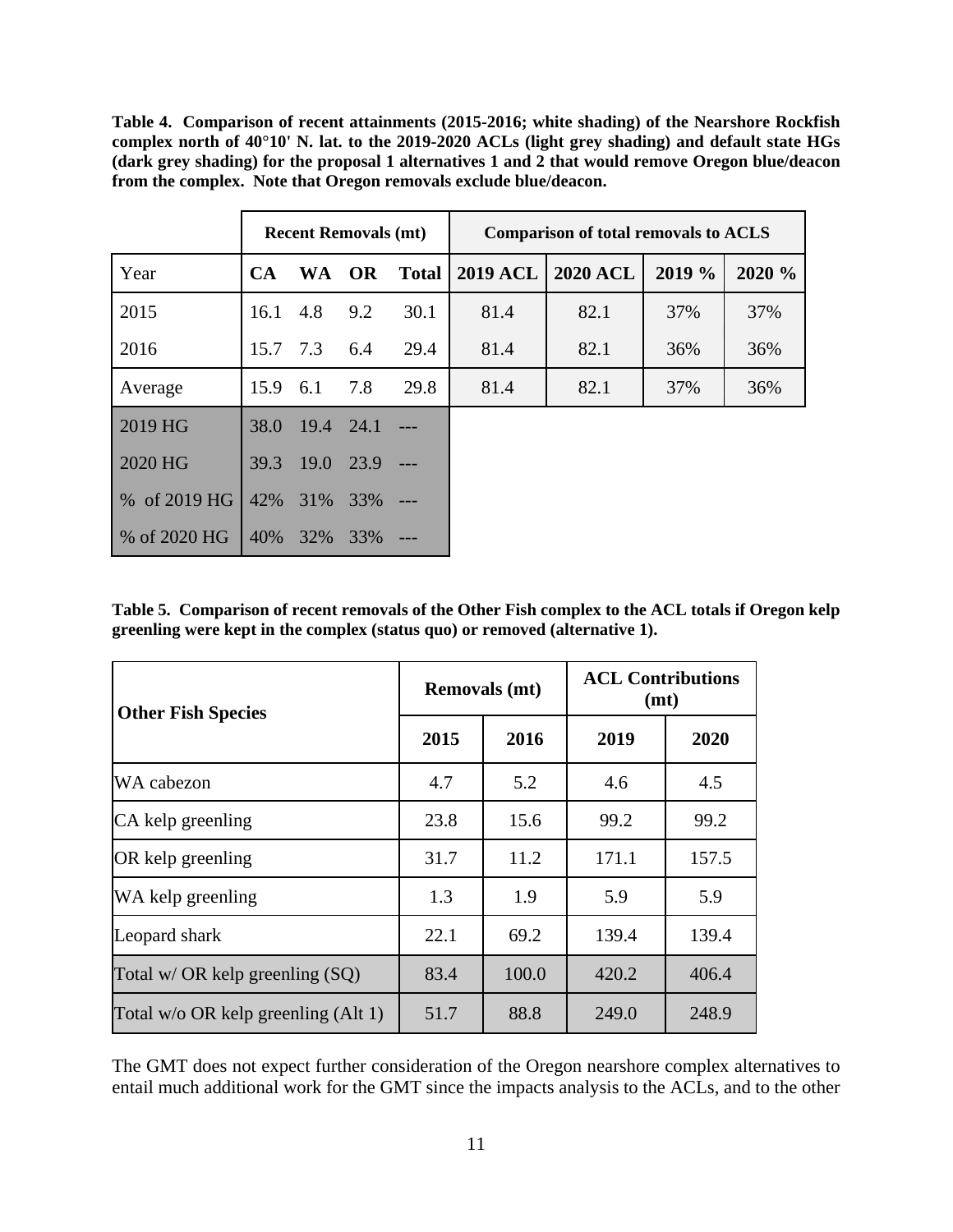**Table 4. Comparison of recent attainments (2015-2016; white shading) of the Nearshore Rockfish complex north of 40°10' N. lat. to the 2019-2020 ACLs (light grey shading) and default state HGs (dark grey shading) for the proposal 1 alternatives 1 and 2 that would remove Oregon blue/deacon from the complex. Note that Oregon removals exclude blue/deacon.**

| | Recent Removals (mt) | | | | Comparison of total removals to ACLS | | | |
|---|---|---|---|---|---|---|---|---|
| Year | CA | WA | OR | Total | 2019 ACL | 2020 ACL | 2019 % | 2020 % |
| 2015 | 16.1 | 4.8 | 9.2 | 30.1 | 81.4 | 82.1 | 37% | 37% |
| 2016 | 15.7 | 7.3 | 6.4 | 29.4 | 81.4 | 82.1 | 36% | 36% |
| Average | 15.9 | 6.1 | 7.8 | 29.8 | 81.4 | 82.1 | 37% | 36% |
| 2019 HG | 38.0 | 19.4 | 24.1 | --- | | | | |
| 2020 HG | 39.3 | 19.0 | 23.9 | --- | | | | |
| % of 2019 HG | 42% | 31% | 33% | --- | | | | |
| % of 2020 HG | 40% | 32% | 33% | --- | | | | |

**Table 5. Comparison of recent removals of the Other Fish complex to the ACL totals if Oregon kelp greenling were kept in the complex (status quo) or removed (alternative 1).**

| Other Fish Species | Removals (mt) | | ACL Contributions (mt) | |
|---|---|---|---|---|
| | 2015 | 2016 | 2019 | 2020 |
| WA cabezon | 4.7 | 5.2 | 4.6 | 4.5 |
| CA kelp greenling | 23.8 | 15.6 | 99.2 | 99.2 |
| OR kelp greenling | 31.7 | 11.2 | 171.1 | 157.5 |
| WA kelp greenling | 1.3 | 1.9 | 5.9 | 5.9 |
| Leopard shark | 22.1 | 69.2 | 139.4 | 139.4 |
| Total w/ OR kelp greenling (SQ) | 83.4 | 100.0 | 420.2 | 406.4 |
| Total w/o OR kelp greenling (Alt 1) | 51.7 | 88.8 | 249.0 | 248.9 |

The GMT does not expect further consideration of the Oregon nearshore complex alternatives to entail much additional work for the GMT since the impacts analysis to the ACLs, and to the other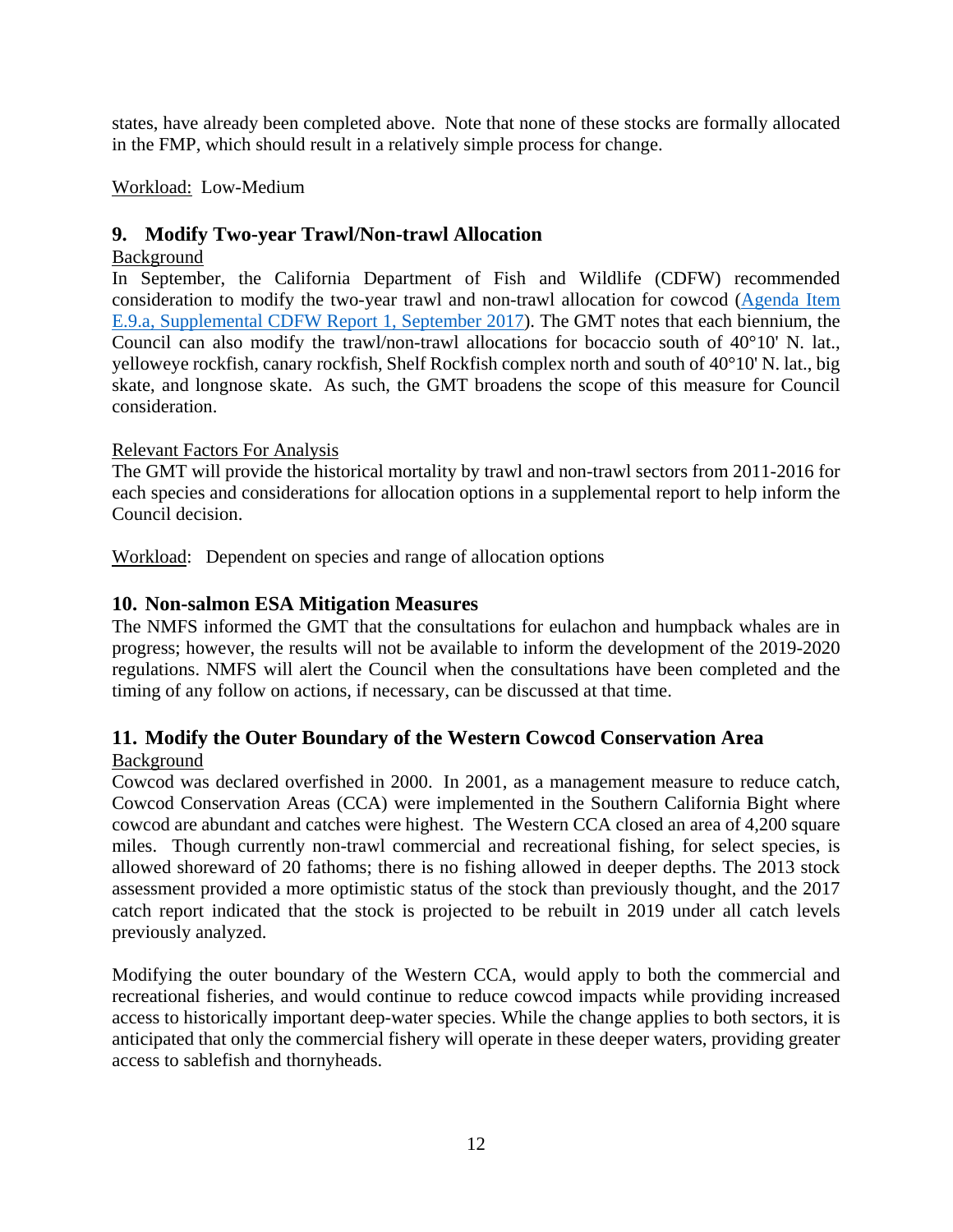states, have already been completed above. Note that none of these stocks are formally allocated in the FMP, which should result in a relatively simple process for change.

Workload: Low-Medium

### 9. Modify Two-year Trawl/Non-trawl Allocation

Background

In September, the California Department of Fish and Wildlife (CDFW) recommended consideration to modify the two-year trawl and non-trawl allocation for cowcod (Agenda Item E.9.a, Supplemental CDFW Report 1, September 2017). The GMT notes that each biennium, the Council can also modify the trawl/non-trawl allocations for bocaccio south of 40°10' N. lat., yelloweye rockfish, canary rockfish, Shelf Rockfish complex north and south of 40°10' N. lat., big skate, and longnose skate. As such, the GMT broadens the scope of this measure for Council consideration.

Relevant Factors For Analysis

The GMT will provide the historical mortality by trawl and non-trawl sectors from 2011-2016 for each species and considerations for allocation options in a supplemental report to help inform the Council decision.

Workload: Dependent on species and range of allocation options

### 10. Non-salmon ESA Mitigation Measures

The NMFS informed the GMT that the consultations for eulachon and humpback whales are in progress; however, the results will not be available to inform the development of the 2019-2020 regulations. NMFS will alert the Council when the consultations have been completed and the timing of any follow on actions, if necessary, can be discussed at that time.

### 11. Modify the Outer Boundary of the Western Cowcod Conservation Area

Background

Cowcod was declared overfished in 2000. In 2001, as a management measure to reduce catch, Cowcod Conservation Areas (CCA) were implemented in the Southern California Bight where cowcod are abundant and catches were highest. The Western CCA closed an area of 4,200 square miles. Though currently non-trawl commercial and recreational fishing, for select species, is allowed shoreward of 20 fathoms; there is no fishing allowed in deeper depths. The 2013 stock assessment provided a more optimistic status of the stock than previously thought, and the 2017 catch report indicated that the stock is projected to be rebuilt in 2019 under all catch levels previously analyzed.

Modifying the outer boundary of the Western CCA, would apply to both the commercial and recreational fisheries, and would continue to reduce cowcod impacts while providing increased access to historically important deep-water species. While the change applies to both sectors, it is anticipated that only the commercial fishery will operate in these deeper waters, providing greater access to sablefish and thornyheads.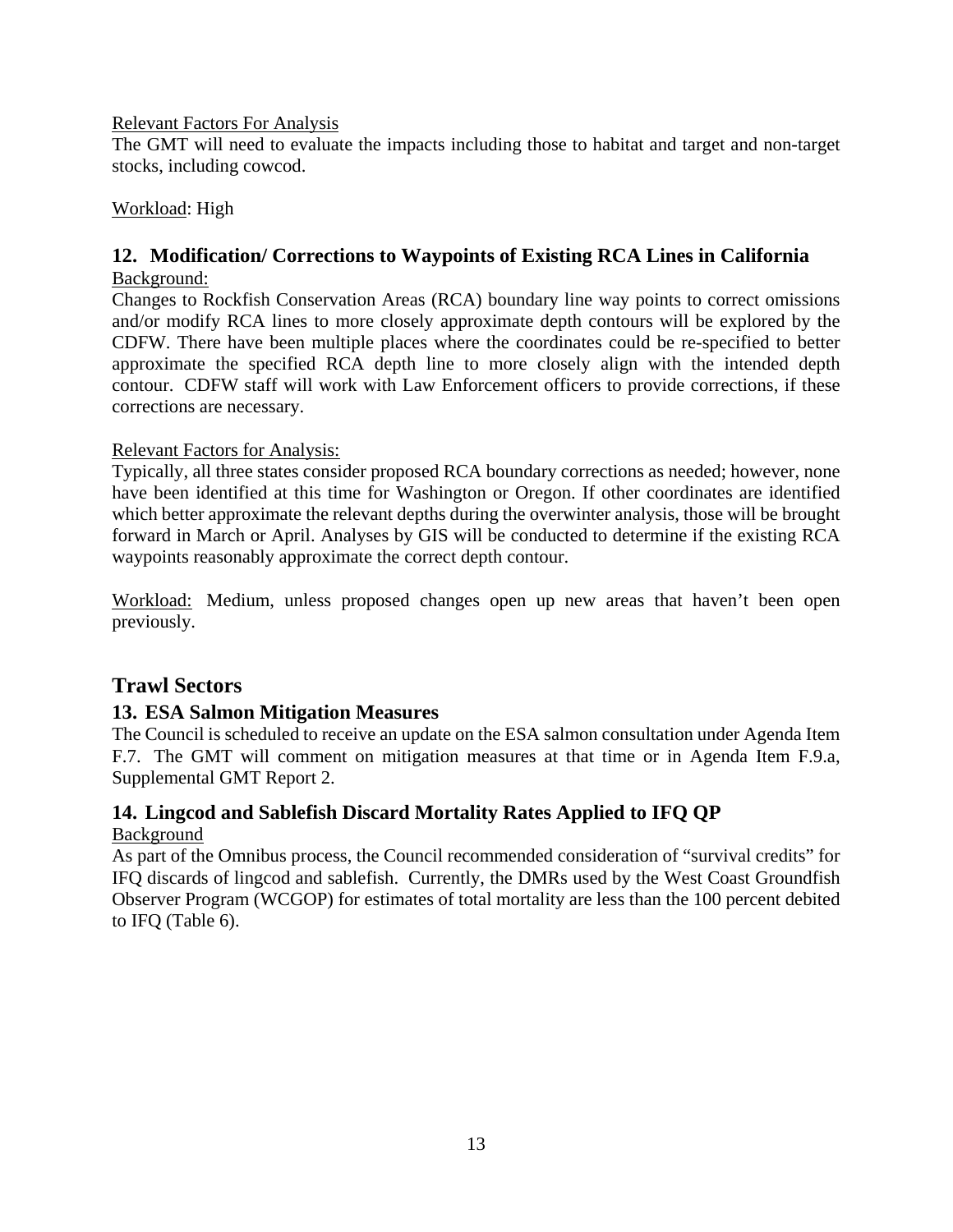Relevant Factors For Analysis

The GMT will need to evaluate the impacts including those to habitat and target and non-target stocks, including cowcod.

Workload: High

### 12. Modification/ Corrections to Waypoints of Existing RCA Lines in California

Background:

Changes to Rockfish Conservation Areas (RCA) boundary line way points to correct omissions and/or modify RCA lines to more closely approximate depth contours will be explored by the CDFW. There have been multiple places where the coordinates could be re-specified to better approximate the specified RCA depth line to more closely align with the intended depth contour. CDFW staff will work with Law Enforcement officers to provide corrections, if these corrections are necessary.

Relevant Factors for Analysis:

Typically, all three states consider proposed RCA boundary corrections as needed; however, none have been identified at this time for Washington or Oregon. If other coordinates are identified which better approximate the relevant depths during the overwinter analysis, those will be brought forward in March or April. Analyses by GIS will be conducted to determine if the existing RCA waypoints reasonably approximate the correct depth contour.

Workload: Medium, unless proposed changes open up new areas that haven't been open previously.

## Trawl Sectors

### 13. ESA Salmon Mitigation Measures

The Council is scheduled to receive an update on the ESA salmon consultation under Agenda Item F.7. The GMT will comment on mitigation measures at that time or in Agenda Item F.9.a, Supplemental GMT Report 2.

### 14. Lingcod and Sablefish Discard Mortality Rates Applied to IFQ QP

Background

As part of the Omnibus process, the Council recommended consideration of "survival credits" for IFQ discards of lingcod and sablefish. Currently, the DMRs used by the West Coast Groundfish Observer Program (WCGOP) for estimates of total mortality are less than the 100 percent debited to IFQ (Table 6).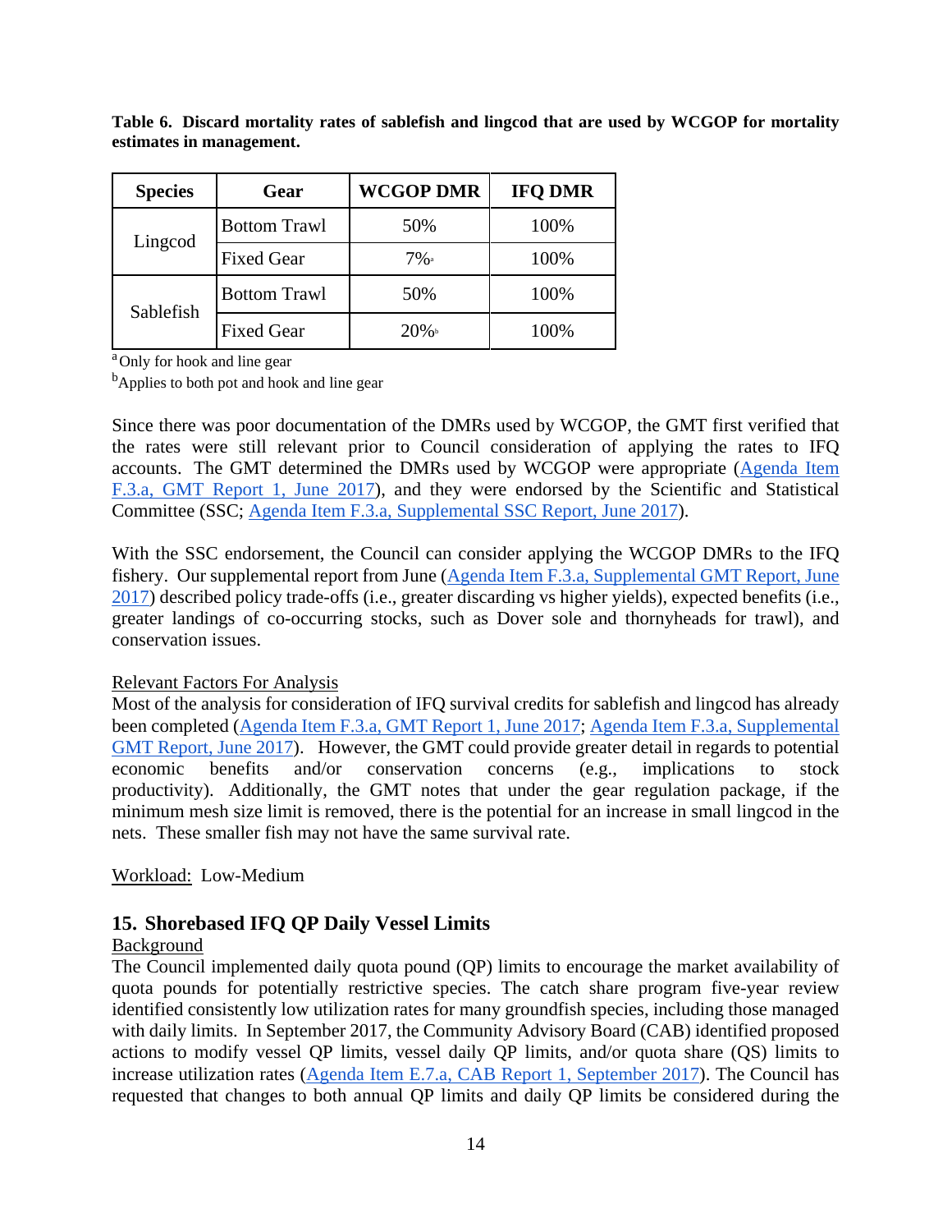**Table 6. Discard mortality rates of sablefish and lingcod that are used by WCGOP for mortality estimates in management.**

| Species | Gear | WCGOP DMR | IFQ DMR |
|---|---|---|---|
| Lingcod | Bottom Trawl | 50% | 100% |
| | Fixed Gear | 7%[a] | 100% |
| Sablefish | Bottom Trawl | 50% | 100% |
| | Fixed Gear | 20%[b] | 100% |

[a] Only for hook and line gear

[b] Applies to both pot and hook and line gear

Since there was poor documentation of the DMRs used by WCGOP, the GMT first verified that the rates were still relevant prior to Council consideration of applying the rates to IFQ accounts. The GMT determined the DMRs used by WCGOP were appropriate (Agenda Item F.3.a, GMT Report 1, June 2017), and they were endorsed by the Scientific and Statistical Committee (SSC; Agenda Item F.3.a, Supplemental SSC Report, June 2017).

With the SSC endorsement, the Council can consider applying the WCGOP DMRs to the IFQ fishery. Our supplemental report from June (Agenda Item F.3.a, Supplemental GMT Report, June 2017) described policy trade-offs (i.e., greater discarding vs higher yields), expected benefits (i.e., greater landings of co-occurring stocks, such as Dover sole and thornyheads for trawl), and conservation issues.

Relevant Factors For Analysis

Most of the analysis for consideration of IFQ survival credits for sablefish and lingcod has already been completed (Agenda Item F.3.a, GMT Report 1, June 2017; Agenda Item F.3.a, Supplemental GMT Report, June 2017). However, the GMT could provide greater detail in regards to potential economic benefits and/or conservation concerns (e.g., implications to stock productivity). Additionally, the GMT notes that under the gear regulation package, if the minimum mesh size limit is removed, there is the potential for an increase in small lingcod in the nets. These smaller fish may not have the same survival rate.

Workload: Low-Medium

## 15. Shorebased IFQ QP Daily Vessel Limits

Background

The Council implemented daily quota pound (QP) limits to encourage the market availability of quota pounds for potentially restrictive species. The catch share program five-year review identified consistently low utilization rates for many groundfish species, including those managed with daily limits. In September 2017, the Community Advisory Board (CAB) identified proposed actions to modify vessel QP limits, vessel daily QP limits, and/or quota share (QS) limits to increase utilization rates (Agenda Item E.7.a, CAB Report 1, September 2017). The Council has requested that changes to both annual QP limits and daily QP limits be considered during the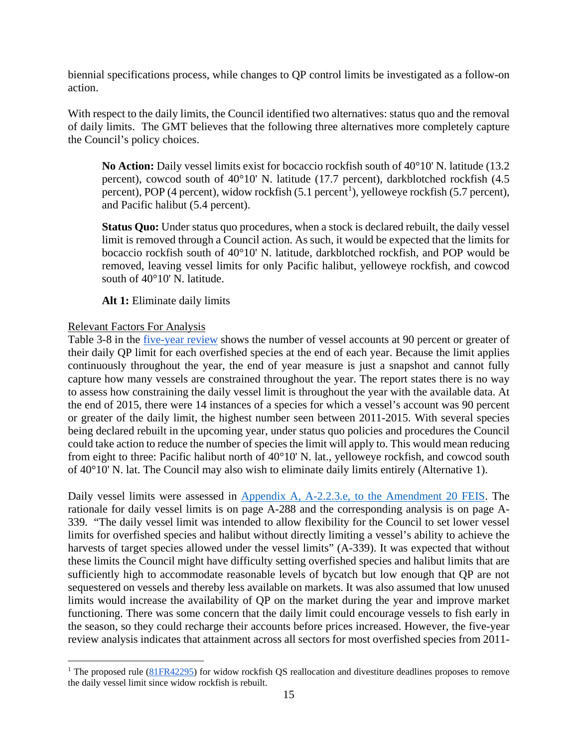biennial specifications process, while changes to QP control limits be investigated as a follow-on action.

With respect to the daily limits, the Council identified two alternatives: status quo and the removal of daily limits. The GMT believes that the following three alternatives more completely capture the Council's policy choices.

> **No Action:** Daily vessel limits exist for bocaccio rockfish south of 40°10' N. latitude (13.2 percent), cowcod south of 40°10' N. latitude (17.7 percent), darkblotched rockfish (4.5 percent), POP (4 percent), widow rockfish (5.1 percent[1]), yelloweye rockfish (5.7 percent), and Pacific halibut (5.4 percent).
>
> **Status Quo:** Under status quo procedures, when a stock is declared rebuilt, the daily vessel limit is removed through a Council action. As such, it would be expected that the limits for bocaccio rockfish south of 40°10' N. latitude, darkblotched rockfish, and POP would be removed, leaving vessel limits for only Pacific halibut, yelloweye rockfish, and cowcod south of 40°10' N. latitude.
>
> **Alt 1:** Eliminate daily limits

<u>Relevant Factors For Analysis</u>

Table 3-8 in the [five-year review](five-year review) shows the number of vessel accounts at 90 percent or greater of their daily QP limit for each overfished species at the end of each year. Because the limit applies continuously throughout the year, the end of year measure is just a snapshot and cannot fully capture how many vessels are constrained throughout the year. The report states there is no way to assess how constraining the daily vessel limit is throughout the year with the available data. At the end of 2015, there were 14 instances of a species for which a vessel's account was 90 percent or greater of the daily limit, the highest number seen between 2011-2015. With several species being declared rebuilt in the upcoming year, under status quo policies and procedures the Council could take action to reduce the number of species the limit will apply to. This would mean reducing from eight to three: Pacific halibut north of 40°10' N. lat., yelloweye rockfish, and cowcod south of 40°10' N. lat. The Council may also wish to eliminate daily limits entirely (Alternative 1).

Daily vessel limits were assessed in [Appendix A, A-2.2.3.e, to the Amendment 20 FEIS](Appendix A, A-2.2.3.e, to the Amendment 20 FEIS). The rationale for daily vessel limits is on page A-288 and the corresponding analysis is on page A-339. "The daily vessel limit was intended to allow flexibility for the Council to set lower vessel limits for overfished species and halibut without directly limiting a vessel's ability to achieve the harvests of target species allowed under the vessel limits" (A-339). It was expected that without these limits the Council might have difficulty setting overfished species and halibut limits that are sufficiently high to accommodate reasonable levels of bycatch but low enough that QP are not sequestered on vessels and thereby less available on markets. It was also assumed that low unused limits would increase the availability of QP on the market during the year and improve market functioning. There was some concern that the daily limit could encourage vessels to fish early in the season, so they could recharge their accounts before prices increased. However, the five-year review analysis indicates that attainment across all sectors for most overfished species from 2011-

---

[1] The proposed rule ([81FR42295](81FR42295)) for widow rockfish QS reallocation and divestiture deadlines proposes to remove the daily vessel limit since widow rockfish is rebuilt.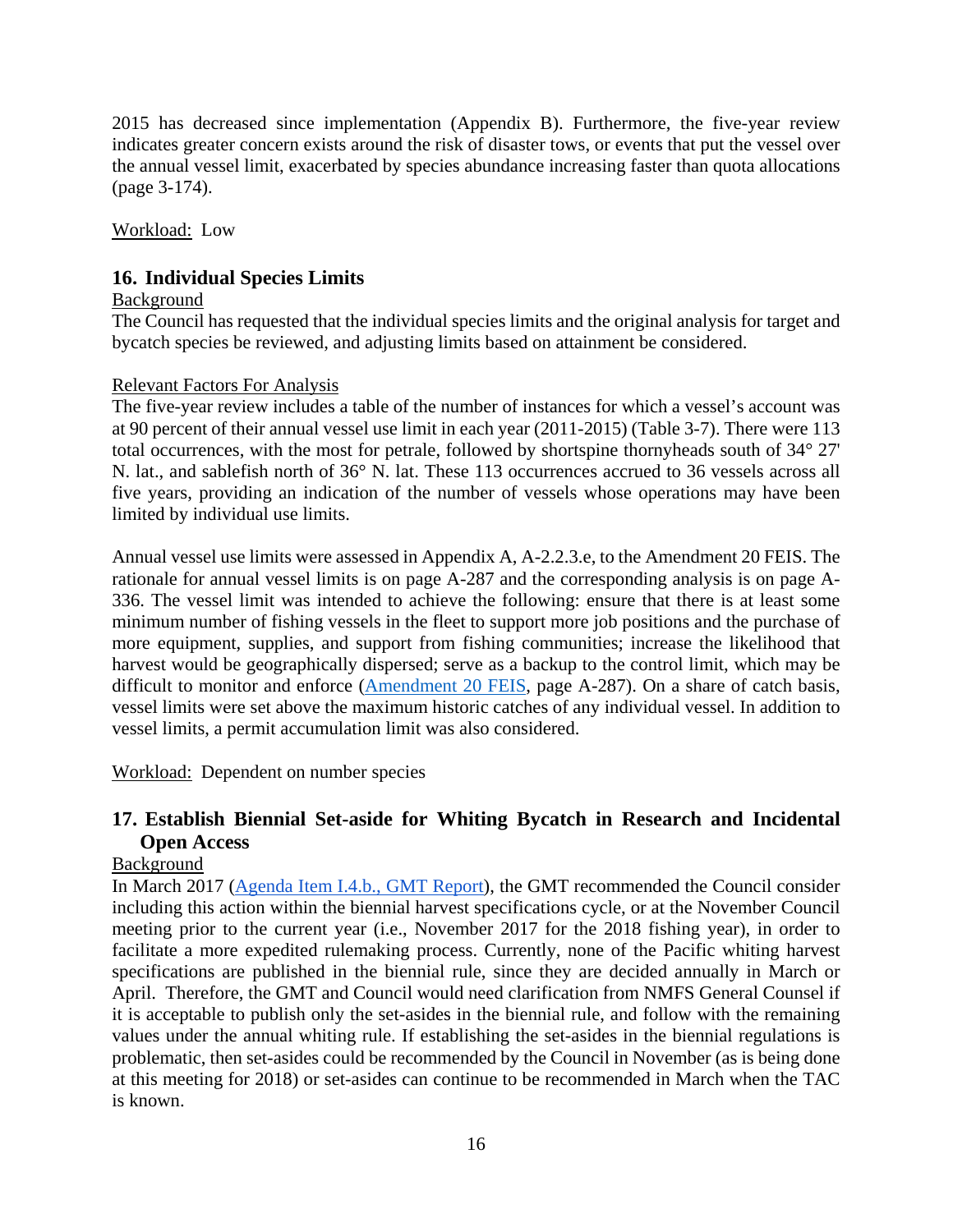2015 has decreased since implementation (Appendix B). Furthermore, the five-year review indicates greater concern exists around the risk of disaster tows, or events that put the vessel over the annual vessel limit, exacerbated by species abundance increasing faster than quota allocations (page 3-174).

Workload: Low

## 16. Individual Species Limits

Background

The Council has requested that the individual species limits and the original analysis for target and bycatch species be reviewed, and adjusting limits based on attainment be considered.

Relevant Factors For Analysis

The five-year review includes a table of the number of instances for which a vessel's account was at 90 percent of their annual vessel use limit in each year (2011-2015) (Table 3-7). There were 113 total occurrences, with the most for petrale, followed by shortspine thornyheads south of 34° 27' N. lat., and sablefish north of 36° N. lat. These 113 occurrences accrued to 36 vessels across all five years, providing an indication of the number of vessels whose operations may have been limited by individual use limits.

Annual vessel use limits were assessed in Appendix A, A-2.2.3.e, to the Amendment 20 FEIS. The rationale for annual vessel limits is on page A-287 and the corresponding analysis is on page A-336. The vessel limit was intended to achieve the following: ensure that there is at least some minimum number of fishing vessels in the fleet to support more job positions and the purchase of more equipment, supplies, and support from fishing communities; increase the likelihood that harvest would be geographically dispersed; serve as a backup to the control limit, which may be difficult to monitor and enforce (Amendment 20 FEIS, page A-287). On a share of catch basis, vessel limits were set above the maximum historic catches of any individual vessel. In addition to vessel limits, a permit accumulation limit was also considered.

Workload: Dependent on number species

## 17. Establish Biennial Set-aside for Whiting Bycatch in Research and Incidental Open Access

Background

In March 2017 (Agenda Item I.4.b., GMT Report), the GMT recommended the Council consider including this action within the biennial harvest specifications cycle, or at the November Council meeting prior to the current year (i.e., November 2017 for the 2018 fishing year), in order to facilitate a more expedited rulemaking process. Currently, none of the Pacific whiting harvest specifications are published in the biennial rule, since they are decided annually in March or April. Therefore, the GMT and Council would need clarification from NMFS General Counsel if it is acceptable to publish only the set-asides in the biennial rule, and follow with the remaining values under the annual whiting rule. If establishing the set-asides in the biennial regulations is problematic, then set-asides could be recommended by the Council in November (as is being done at this meeting for 2018) or set-asides can continue to be recommended in March when the TAC is known.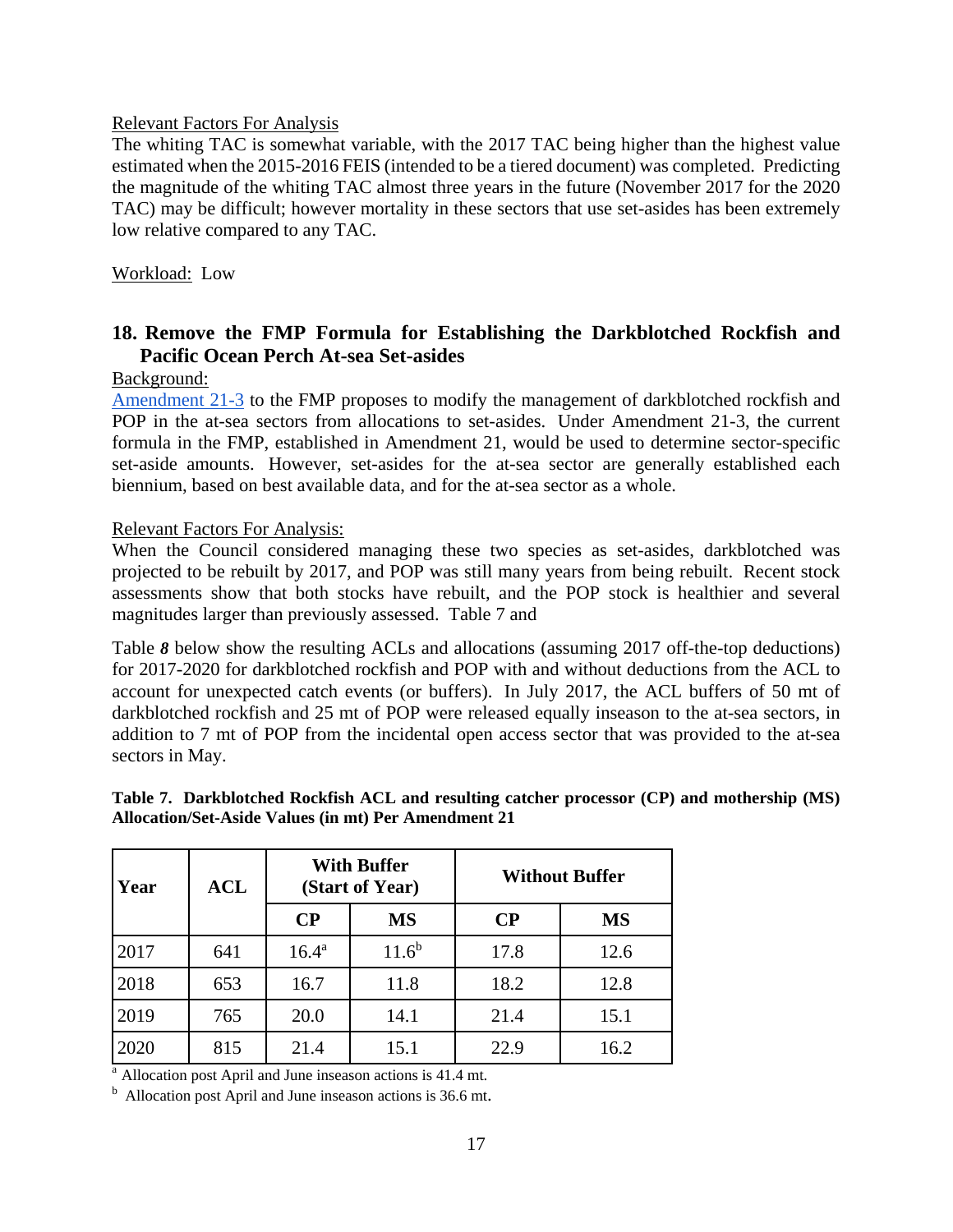Relevant Factors For Analysis

The whiting TAC is somewhat variable, with the 2017 TAC being higher than the highest value estimated when the 2015-2016 FEIS (intended to be a tiered document) was completed. Predicting the magnitude of the whiting TAC almost three years in the future (November 2017 for the 2020 TAC) may be difficult; however mortality in these sectors that use set-asides has been extremely low relative compared to any TAC.

Workload: Low

## 18. Remove the FMP Formula for Establishing the Darkblotched Rockfish and Pacific Ocean Perch At-sea Set-asides

Background:

Amendment 21-3 to the FMP proposes to modify the management of darkblotched rockfish and POP in the at-sea sectors from allocations to set-asides. Under Amendment 21-3, the current formula in the FMP, established in Amendment 21, would be used to determine sector-specific set-aside amounts. However, set-asides for the at-sea sector are generally established each biennium, based on best available data, and for the at-sea sector as a whole.

Relevant Factors For Analysis:

When the Council considered managing these two species as set-asides, darkblotched was projected to be rebuilt by 2017, and POP was still many years from being rebuilt. Recent stock assessments show that both stocks have rebuilt, and the POP stock is healthier and several magnitudes larger than previously assessed. Table 7 and

Table ***8*** below show the resulting ACLs and allocations (assuming 2017 off-the-top deductions) for 2017-2020 for darkblotched rockfish and POP with and without deductions from the ACL to account for unexpected catch events (or buffers). In July 2017, the ACL buffers of 50 mt of darkblotched rockfish and 25 mt of POP were released equally inseason to the at-sea sectors, in addition to 7 mt of POP from the incidental open access sector that was provided to the at-sea sectors in May.

**Table 7. Darkblotched Rockfish ACL and resulting catcher processor (CP) and mothership (MS) Allocation/Set-Aside Values (in mt) Per Amendment 21**

| Year | ACL | With Buffer (Start of Year) | | Without Buffer | |
|---|---|---|---|---|---|
| | | CP | MS | CP | MS |
| 2017 | 641 | 16.4[a] | 11.6[b] | 17.8 | 12.6 |
| 2018 | 653 | 16.7 | 11.8 | 18.2 | 12.8 |
| 2019 | 765 | 20.0 | 14.1 | 21.4 | 15.1 |
| 2020 | 815 | 21.4 | 15.1 | 22.9 | 16.2 |

[a] Allocation post April and June inseason actions is 41.4 mt.

[b] Allocation post April and June inseason actions is 36.6 mt.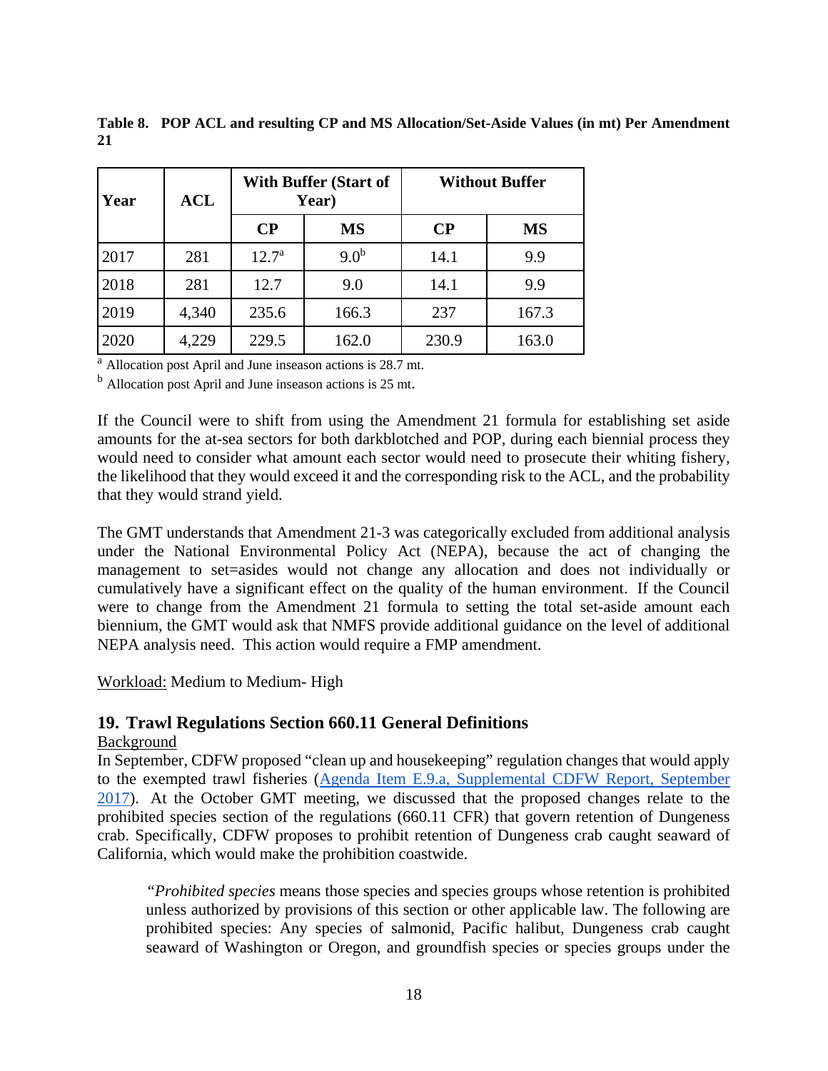**Table 8. POP ACL and resulting CP and MS Allocation/Set-Aside Values (in mt) Per Amendment 21**

| Year | ACL | With Buffer (Start of Year) | | Without Buffer | |
|---|---|---|---|---|---|
| | | CP | MS | CP | MS |
| 2017 | 281 | 12.7[a] | 9.0[b] | 14.1 | 9.9 |
| 2018 | 281 | 12.7 | 9.0 | 14.1 | 9.9 |
| 2019 | 4,340 | 235.6 | 166.3 | 237 | 167.3 |
| 2020 | 4,229 | 229.5 | 162.0 | 230.9 | 163.0 |

[a] Allocation post April and June inseason actions is 28.7 mt.

[b] Allocation post April and June inseason actions is 25 mt.

If the Council were to shift from using the Amendment 21 formula for establishing set aside amounts for the at-sea sectors for both darkblotched and POP, during each biennial process they would need to consider what amount each sector would need to prosecute their whiting fishery, the likelihood that they would exceed it and the corresponding risk to the ACL, and the probability that they would strand yield.

The GMT understands that Amendment 21-3 was categorically excluded from additional analysis under the National Environmental Policy Act (NEPA), because the act of changing the management to set=asides would not change any allocation and does not individually or cumulatively have a significant effect on the quality of the human environment. If the Council were to change from the Amendment 21 formula to setting the total set-aside amount each biennium, the GMT would ask that NMFS provide additional guidance on the level of additional NEPA analysis need. This action would require a FMP amendment.

Workload: Medium to Medium- High

## 19. Trawl Regulations Section 660.11 General Definitions

Background

In September, CDFW proposed "clean up and housekeeping" regulation changes that would apply to the exempted trawl fisheries (Agenda Item E.9.a, Supplemental CDFW Report, September 2017). At the October GMT meeting, we discussed that the proposed changes relate to the prohibited species section of the regulations (660.11 CFR) that govern retention of Dungeness crab. Specifically, CDFW proposes to prohibit retention of Dungeness crab caught seaward of California, which would make the prohibition coastwide.

> "*Prohibited species* means those species and species groups whose retention is prohibited unless authorized by provisions of this section or other applicable law. The following are prohibited species: Any species of salmonid, Pacific halibut, Dungeness crab caught seaward of Washington or Oregon, and groundfish species or species groups under the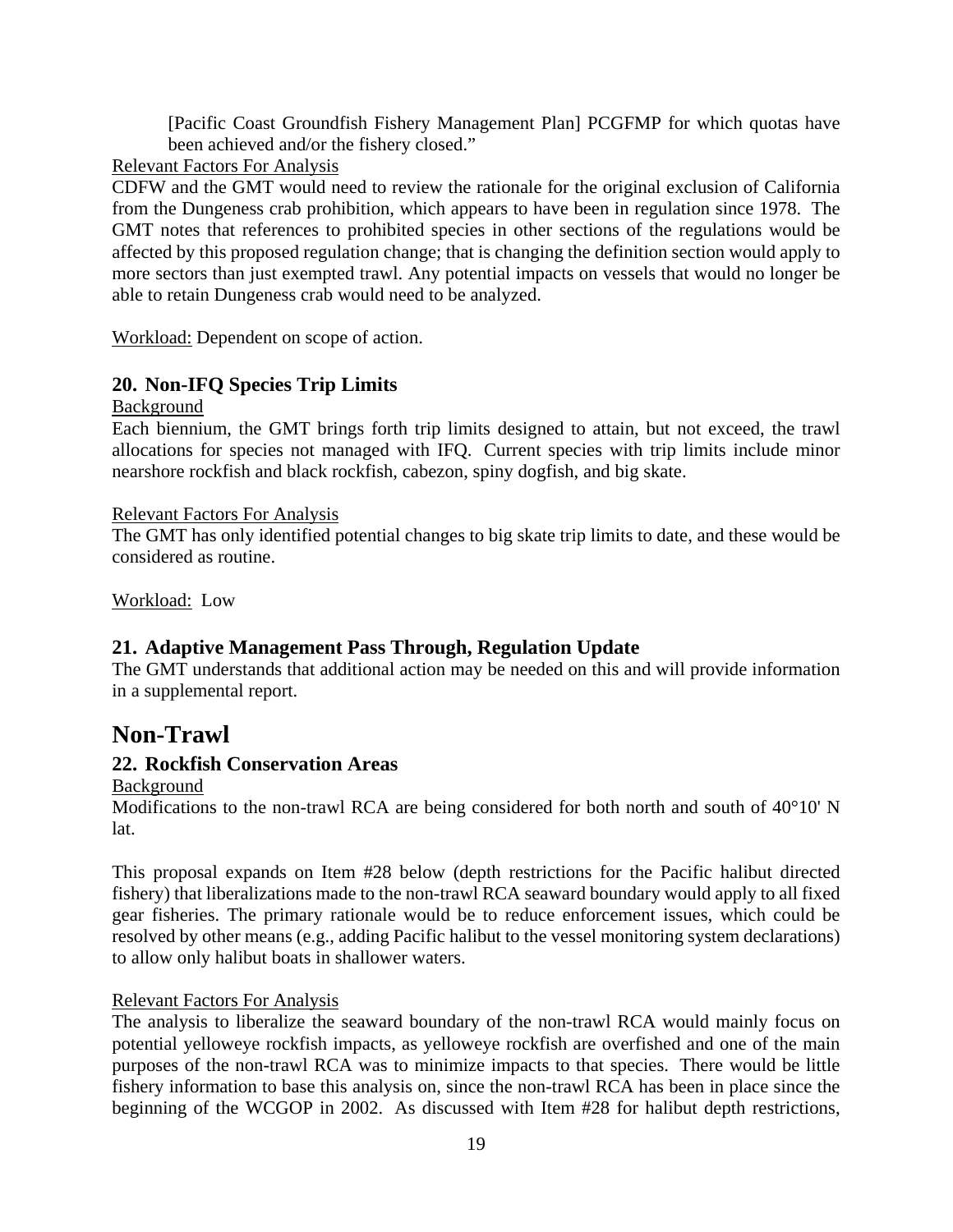[Pacific Coast Groundfish Fishery Management Plan] PCGFMP for which quotas have been achieved and/or the fishery closed."

Relevant Factors For Analysis

CDFW and the GMT would need to review the rationale for the original exclusion of California from the Dungeness crab prohibition, which appears to have been in regulation since 1978. The GMT notes that references to prohibited species in other sections of the regulations would be affected by this proposed regulation change; that is changing the definition section would apply to more sectors than just exempted trawl. Any potential impacts on vessels that would no longer be able to retain Dungeness crab would need to be analyzed.

Workload: Dependent on scope of action.

### 20. Non-IFQ Species Trip Limits

Background

Each biennium, the GMT brings forth trip limits designed to attain, but not exceed, the trawl allocations for species not managed with IFQ. Current species with trip limits include minor nearshore rockfish and black rockfish, cabezon, spiny dogfish, and big skate.

Relevant Factors For Analysis

The GMT has only identified potential changes to big skate trip limits to date, and these would be considered as routine.

Workload: Low

### 21. Adaptive Management Pass Through, Regulation Update

The GMT understands that additional action may be needed on this and will provide information in a supplemental report.

## Non-Trawl

### 22. Rockfish Conservation Areas

Background

Modifications to the non-trawl RCA are being considered for both north and south of 40°10' N lat.

This proposal expands on Item #28 below (depth restrictions for the Pacific halibut directed fishery) that liberalizations made to the non-trawl RCA seaward boundary would apply to all fixed gear fisheries. The primary rationale would be to reduce enforcement issues, which could be resolved by other means (e.g., adding Pacific halibut to the vessel monitoring system declarations) to allow only halibut boats in shallower waters.

Relevant Factors For Analysis

The analysis to liberalize the seaward boundary of the non-trawl RCA would mainly focus on potential yelloweye rockfish impacts, as yelloweye rockfish are overfished and one of the main purposes of the non-trawl RCA was to minimize impacts to that species. There would be little fishery information to base this analysis on, since the non-trawl RCA has been in place since the beginning of the WCGOP in 2002. As discussed with Item #28 for halibut depth restrictions,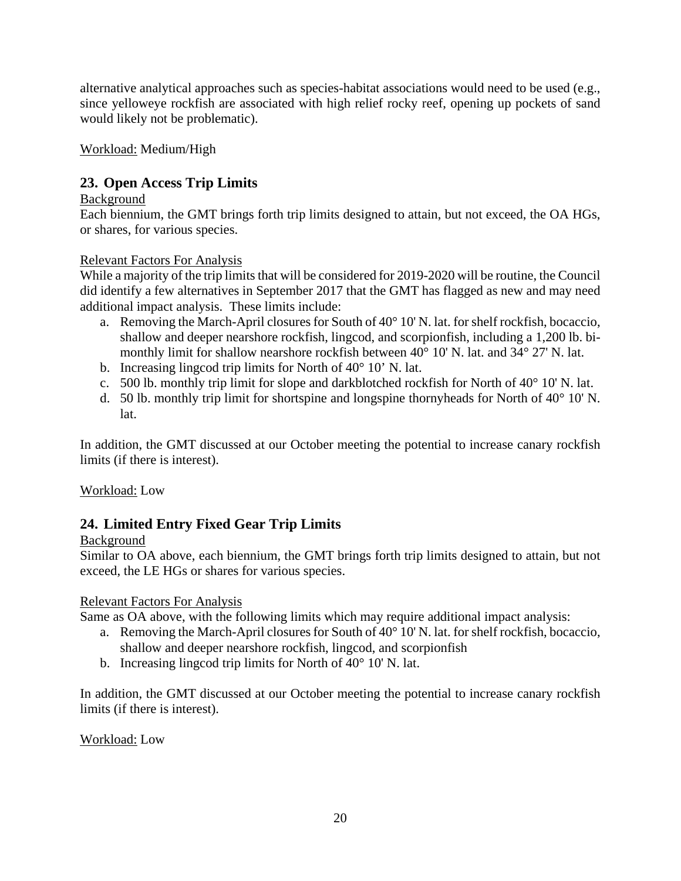alternative analytical approaches such as species-habitat associations would need to be used (e.g., since yelloweye rockfish are associated with high relief rocky reef, opening up pockets of sand would likely not be problematic).

<u>Workload:</u> Medium/High

## 23. Open Access Trip Limits

<u>Background</u>

Each biennium, the GMT brings forth trip limits designed to attain, but not exceed, the OA HGs, or shares, for various species.

<u>Relevant Factors For Analysis</u>

While a majority of the trip limits that will be considered for 2019-2020 will be routine, the Council did identify a few alternatives in September 2017 that the GMT has flagged as new and may need additional impact analysis. These limits include:

a. Removing the March-April closures for South of 40° 10' N. lat. for shelf rockfish, bocaccio, shallow and deeper nearshore rockfish, lingcod, and scorpionfish, including a 1,200 lb. bi-monthly limit for shallow nearshore rockfish between 40° 10' N. lat. and 34° 27' N. lat.
b. Increasing lingcod trip limits for North of 40° 10' N. lat.
c. 500 lb. monthly trip limit for slope and darkblotched rockfish for North of 40° 10' N. lat.
d. 50 lb. monthly trip limit for shortspine and longspine thornyheads for North of 40° 10' N. lat.

In addition, the GMT discussed at our October meeting the potential to increase canary rockfish limits (if there is interest).

<u>Workload:</u> Low

## 24. Limited Entry Fixed Gear Trip Limits

<u>Background</u>

Similar to OA above, each biennium, the GMT brings forth trip limits designed to attain, but not exceed, the LE HGs or shares for various species.

<u>Relevant Factors For Analysis</u>

Same as OA above, with the following limits which may require additional impact analysis:

a. Removing the March-April closures for South of 40° 10' N. lat. for shelf rockfish, bocaccio, shallow and deeper nearshore rockfish, lingcod, and scorpionfish
b. Increasing lingcod trip limits for North of 40° 10' N. lat.

In addition, the GMT discussed at our October meeting the potential to increase canary rockfish limits (if there is interest).

<u>Workload:</u> Low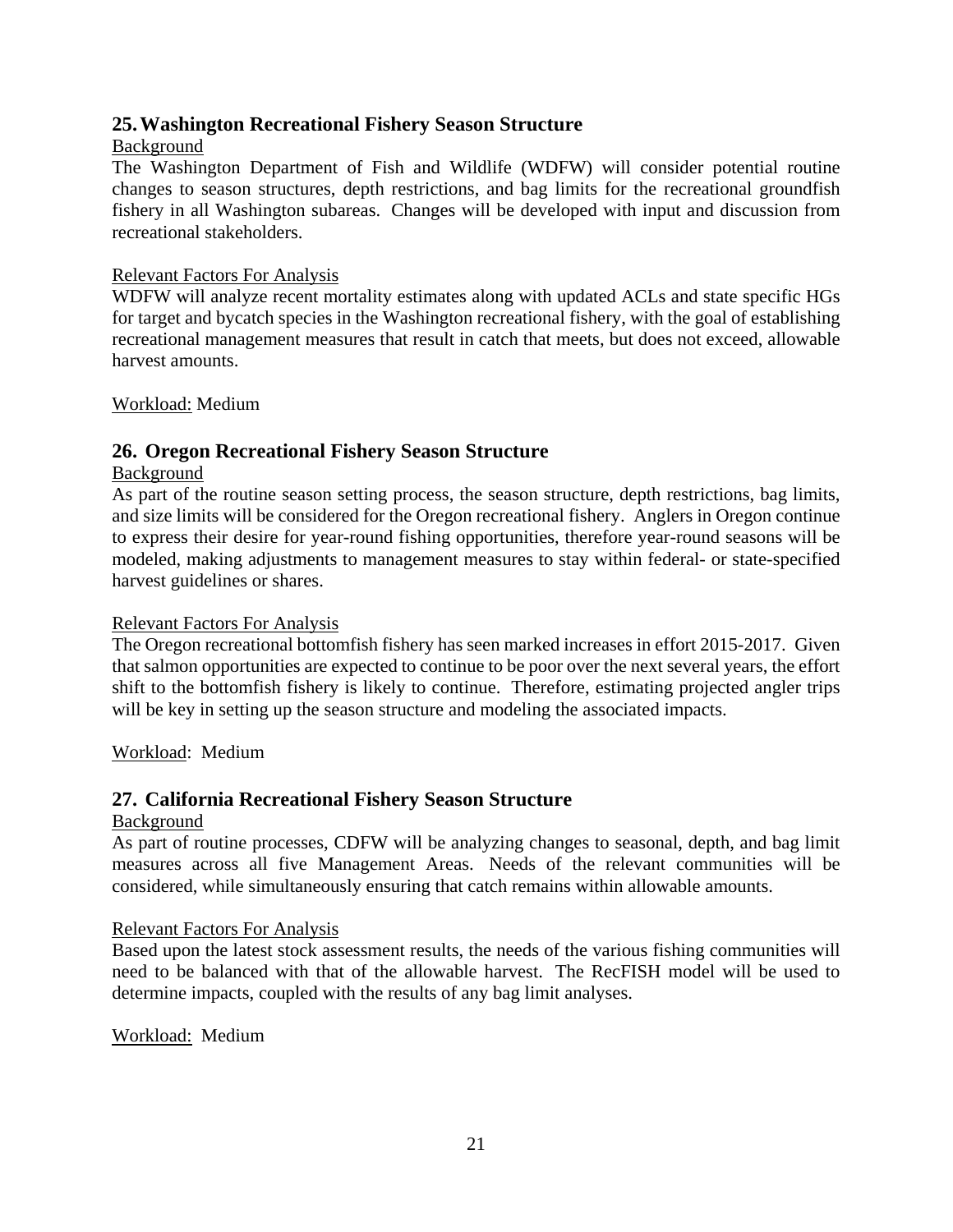## 25. Washington Recreational Fishery Season Structure

Background

The Washington Department of Fish and Wildlife (WDFW) will consider potential routine changes to season structures, depth restrictions, and bag limits for the recreational groundfish fishery in all Washington subareas. Changes will be developed with input and discussion from recreational stakeholders.

Relevant Factors For Analysis

WDFW will analyze recent mortality estimates along with updated ACLs and state specific HGs for target and bycatch species in the Washington recreational fishery, with the goal of establishing recreational management measures that result in catch that meets, but does not exceed, allowable harvest amounts.

Workload: Medium

## 26. Oregon Recreational Fishery Season Structure

Background

As part of the routine season setting process, the season structure, depth restrictions, bag limits, and size limits will be considered for the Oregon recreational fishery. Anglers in Oregon continue to express their desire for year-round fishing opportunities, therefore year-round seasons will be modeled, making adjustments to management measures to stay within federal- or state-specified harvest guidelines or shares.

Relevant Factors For Analysis

The Oregon recreational bottomfish fishery has seen marked increases in effort 2015-2017. Given that salmon opportunities are expected to continue to be poor over the next several years, the effort shift to the bottomfish fishery is likely to continue. Therefore, estimating projected angler trips will be key in setting up the season structure and modeling the associated impacts.

Workload: Medium

## 27. California Recreational Fishery Season Structure

Background

As part of routine processes, CDFW will be analyzing changes to seasonal, depth, and bag limit measures across all five Management Areas. Needs of the relevant communities will be considered, while simultaneously ensuring that catch remains within allowable amounts.

Relevant Factors For Analysis

Based upon the latest stock assessment results, the needs of the various fishing communities will need to be balanced with that of the allowable harvest. The RecFISH model will be used to determine impacts, coupled with the results of any bag limit analyses.

Workload: Medium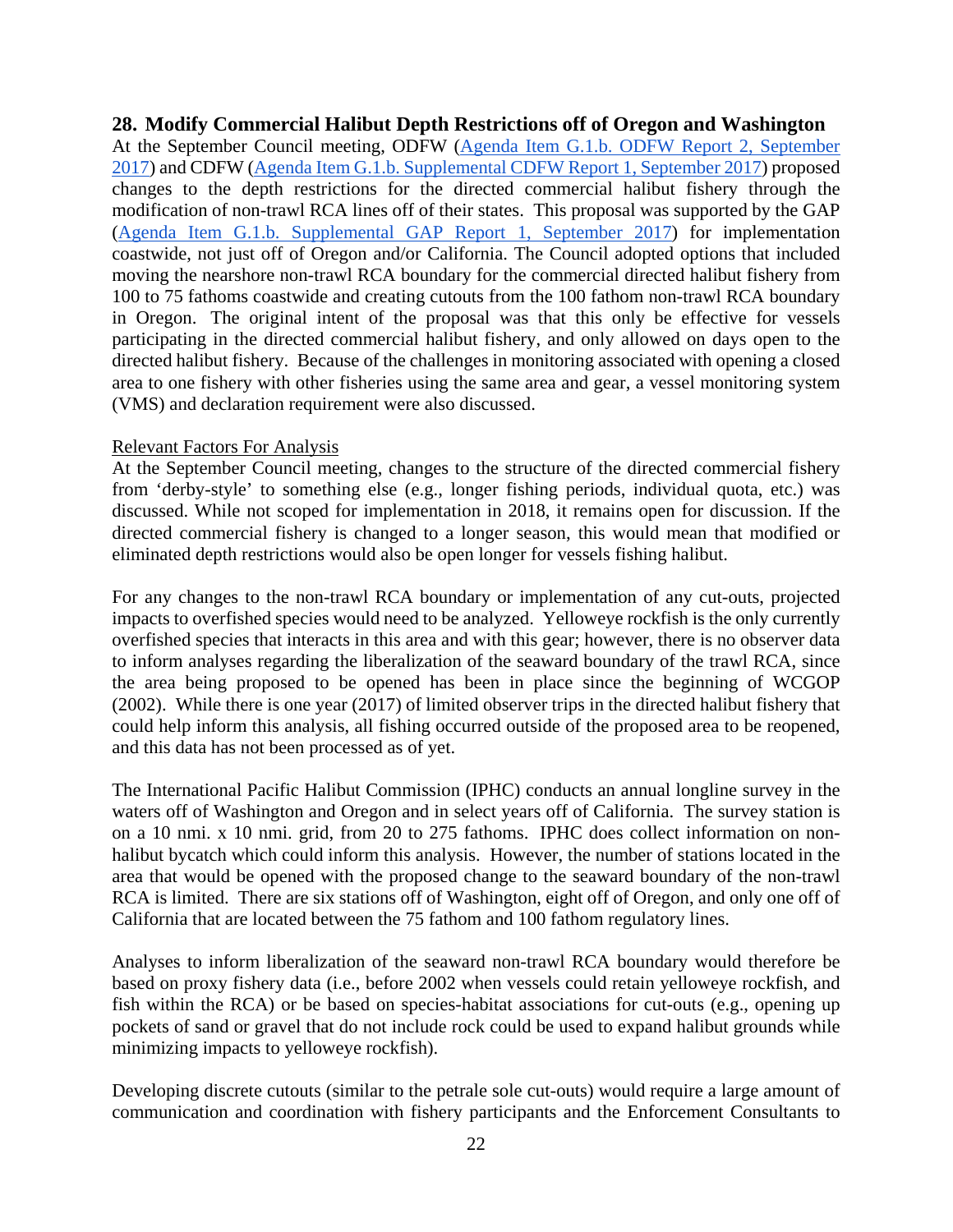## 28. Modify Commercial Halibut Depth Restrictions off of Oregon and Washington

At the September Council meeting, ODFW ([Agenda Item G.1.b. ODFW Report 2, September 2017]) and CDFW ([Agenda Item G.1.b. Supplemental CDFW Report 1, September 2017]) proposed changes to the depth restrictions for the directed commercial halibut fishery through the modification of non-trawl RCA lines off of their states. This proposal was supported by the GAP ([Agenda Item G.1.b. Supplemental GAP Report 1, September 2017]) for implementation coastwide, not just off of Oregon and/or California. The Council adopted options that included moving the nearshore non-trawl RCA boundary for the commercial directed halibut fishery from 100 to 75 fathoms coastwide and creating cutouts from the 100 fathom non-trawl RCA boundary in Oregon. The original intent of the proposal was that this only be effective for vessels participating in the directed commercial halibut fishery, and only allowed on days open to the directed halibut fishery. Because of the challenges in monitoring associated with opening a closed area to one fishery with other fisheries using the same area and gear, a vessel monitoring system (VMS) and declaration requirement were also discussed.

Relevant Factors For Analysis

At the September Council meeting, changes to the structure of the directed commercial fishery from 'derby-style' to something else (e.g., longer fishing periods, individual quota, etc.) was discussed. While not scoped for implementation in 2018, it remains open for discussion. If the directed commercial fishery is changed to a longer season, this would mean that modified or eliminated depth restrictions would also be open longer for vessels fishing halibut.

For any changes to the non-trawl RCA boundary or implementation of any cut-outs, projected impacts to overfished species would need to be analyzed. Yelloweye rockfish is the only currently overfished species that interacts in this area and with this gear; however, there is no observer data to inform analyses regarding the liberalization of the seaward boundary of the trawl RCA, since the area being proposed to be opened has been in place since the beginning of WCGOP (2002). While there is one year (2017) of limited observer trips in the directed halibut fishery that could help inform this analysis, all fishing occurred outside of the proposed area to be reopened, and this data has not been processed as of yet.

The International Pacific Halibut Commission (IPHC) conducts an annual longline survey in the waters off of Washington and Oregon and in select years off of California. The survey station is on a 10 nmi. x 10 nmi. grid, from 20 to 275 fathoms. IPHC does collect information on non-halibut bycatch which could inform this analysis. However, the number of stations located in the area that would be opened with the proposed change to the seaward boundary of the non-trawl RCA is limited. There are six stations off of Washington, eight off of Oregon, and only one off of California that are located between the 75 fathom and 100 fathom regulatory lines.

Analyses to inform liberalization of the seaward non-trawl RCA boundary would therefore be based on proxy fishery data (i.e., before 2002 when vessels could retain yelloweye rockfish, and fish within the RCA) or be based on species-habitat associations for cut-outs (e.g., opening up pockets of sand or gravel that do not include rock could be used to expand halibut grounds while minimizing impacts to yelloweye rockfish).

Developing discrete cutouts (similar to the petrale sole cut-outs) would require a large amount of communication and coordination with fishery participants and the Enforcement Consultants to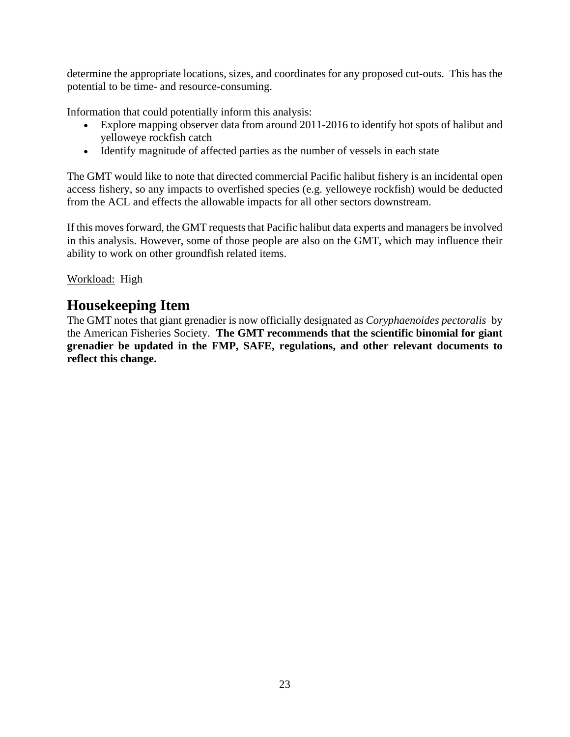determine the appropriate locations, sizes, and coordinates for any proposed cut-outs. This has the potential to be time- and resource-consuming.

Information that could potentially inform this analysis:

- Explore mapping observer data from around 2011-2016 to identify hot spots of halibut and yelloweye rockfish catch
- Identify magnitude of affected parties as the number of vessels in each state

The GMT would like to note that directed commercial Pacific halibut fishery is an incidental open access fishery, so any impacts to overfished species (e.g. yelloweye rockfish) would be deducted from the ACL and effects the allowable impacts for all other sectors downstream.

If this moves forward, the GMT requests that Pacific halibut data experts and managers be involved in this analysis. However, some of those people are also on the GMT, which may influence their ability to work on other groundfish related items.

<u>Workload:</u> High

## Housekeeping Item

The GMT notes that giant grenadier is now officially designated as *Coryphaenoides pectoralis* by the American Fisheries Society. **The GMT recommends that the scientific binomial for giant grenadier be updated in the FMP, SAFE, regulations, and other relevant documents to reflect this change.**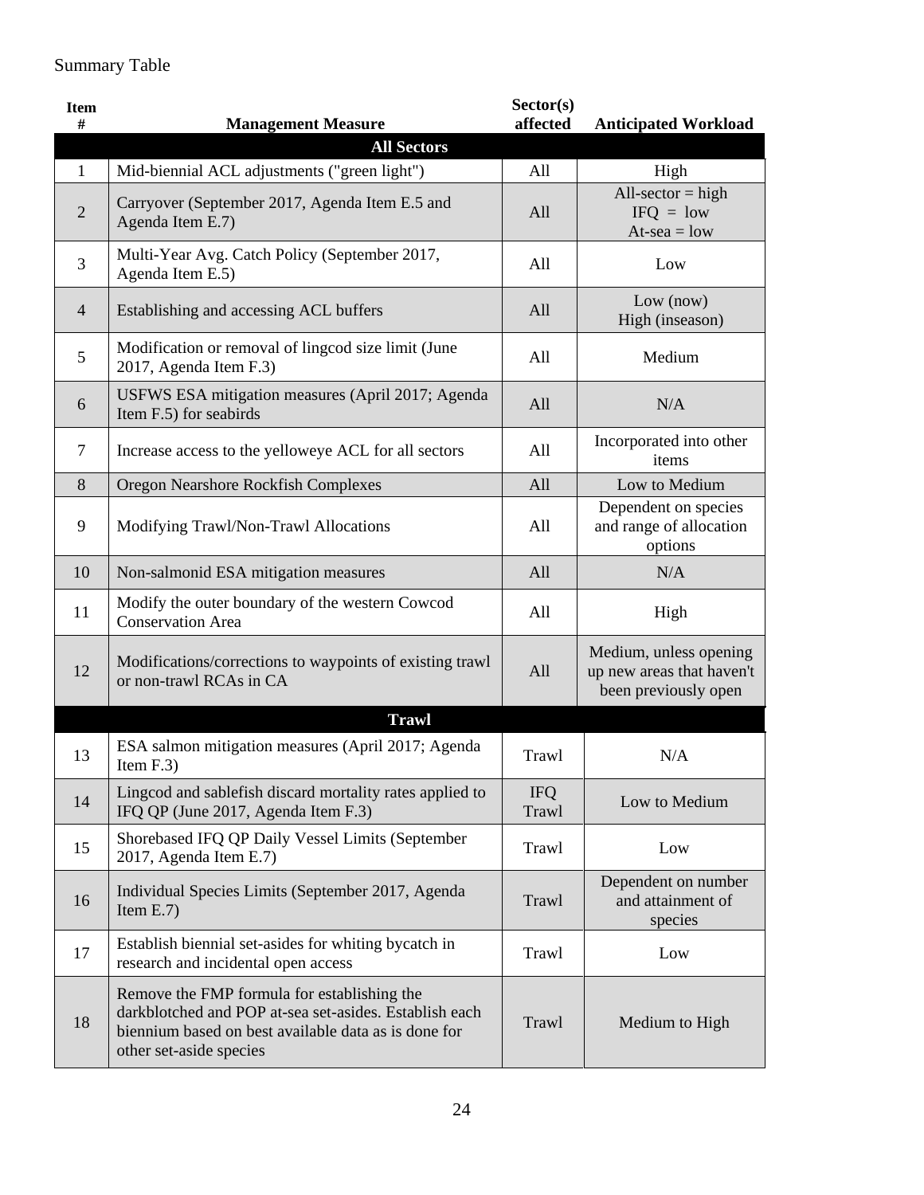Summary Table

| Item # | Management Measure | Sector(s) affected | Anticipated Workload |
|---|---|---|---|
| **All Sectors** | | | |
| 1 | Mid-biennial ACL adjustments ("green light") | All | High |
| 2 | Carryover (September 2017, Agenda Item E.5 and Agenda Item E.7) | All | All-sector = high<br>IFQ = low<br>At-sea = low |
| 3 | Multi-Year Avg. Catch Policy (September 2017, Agenda Item E.5) | All | Low |
| 4 | Establishing and accessing ACL buffers | All | Low (now)<br>High (inseason) |
| 5 | Modification or removal of lingcod size limit (June 2017, Agenda Item F.3) | All | Medium |
| 6 | USFWS ESA mitigation measures (April 2017; Agenda Item F.5) for seabirds | All | N/A |
| 7 | Increase access to the yelloweye ACL for all sectors | All | Incorporated into other items |
| 8 | Oregon Nearshore Rockfish Complexes | All | Low to Medium |
| 9 | Modifying Trawl/Non-Trawl Allocations | All | Dependent on species and range of allocation options |
| 10 | Non-salmonid ESA mitigation measures | All | N/A |
| 11 | Modify the outer boundary of the western Cowcod Conservation Area | All | High |
| 12 | Modifications/corrections to waypoints of existing trawl or non-trawl RCAs in CA | All | Medium, unless opening up new areas that haven't been previously open |
| **Trawl** | | | |
| 13 | ESA salmon mitigation measures (April 2017; Agenda Item F.3) | Trawl | N/A |
| 14 | Lingcod and sablefish discard mortality rates applied to IFQ QP (June 2017, Agenda Item F.3) | IFQ Trawl | Low to Medium |
| 15 | Shorebased IFQ QP Daily Vessel Limits (September 2017, Agenda Item E.7) | Trawl | Low |
| 16 | Individual Species Limits (September 2017, Agenda Item E.7) | Trawl | Dependent on number and attainment of species |
| 17 | Establish biennial set-asides for whiting bycatch in research and incidental open access | Trawl | Low |
| 18 | Remove the FMP formula for establishing the darkblotched and POP at-sea set-asides. Establish each biennium based on best available data as is done for other set-aside species | Trawl | Medium to High |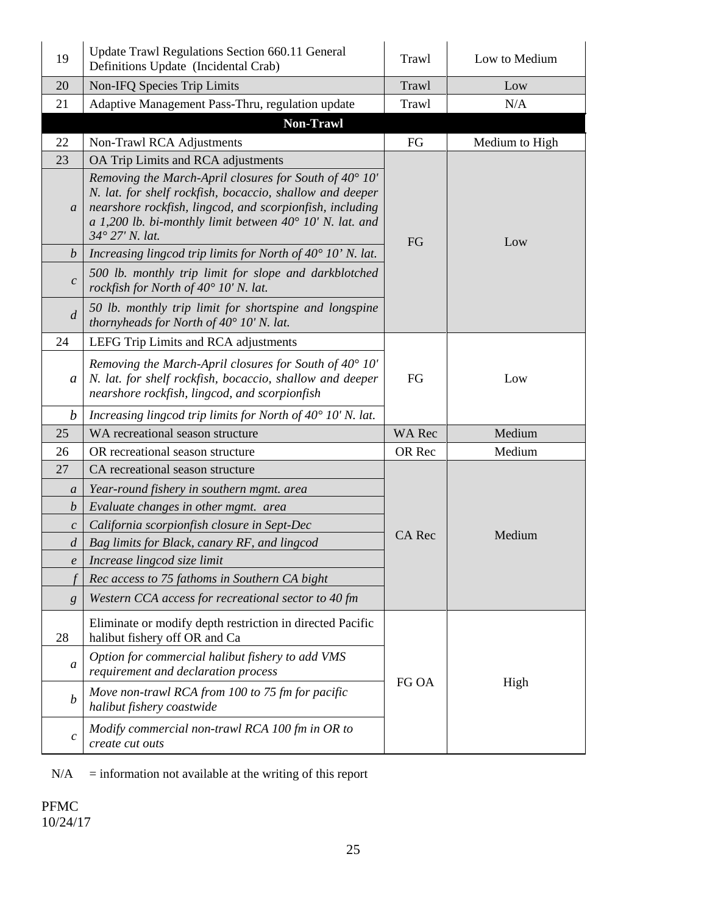| | | | |
|---|---|---|---|
| 19 | Update Trawl Regulations Section 660.11 General Definitions Update (Incidental Crab) | Trawl | Low to Medium |
| 20 | Non-IFQ Species Trip Limits | Trawl | Low |
| 21 | Adaptive Management Pass-Thru, regulation update | Trawl | N/A |
| | **Non-Trawl** | | |
| 22 | Non-Trawl RCA Adjustments | FG | Medium to High |
| 23 | OA Trip Limits and RCA adjustments | FG | Low |
| *a* | *Removing the March-April closures for South of 40° 10' N. lat. for shelf rockfish, bocaccio, shallow and deeper nearshore rockfish, lingcod, and scorpionfish, including a 1,200 lb. bi-monthly limit between 40° 10' N. lat. and 34° 27' N. lat.* | | |
| *b* | *Increasing lingcod trip limits for North of 40° 10' N. lat.* | | |
| *c* | *500 lb. monthly trip limit for slope and darkblotched rockfish for North of 40° 10' N. lat.* | | |
| *d* | *50 lb. monthly trip limit for shortspine and longspine thornyheads for North of 40° 10' N. lat.* | | |
| 24 | LEFG Trip Limits and RCA adjustments | FG | Low |
| *a* | *Removing the March-April closures for South of 40° 10' N. lat. for shelf rockfish, bocaccio, shallow and deeper nearshore rockfish, lingcod, and scorpionfish* | | |
| *b* | *Increasing lingcod trip limits for North of 40° 10' N. lat.* | | |
| 25 | WA recreational season structure | WA Rec | Medium |
| 26 | OR recreational season structure | OR Rec | Medium |
| 27 | CA recreational season structure | CA Rec | Medium |
| *a* | *Year-round fishery in southern mgmt. area* | | |
| *b* | *Evaluate changes in other mgmt. area* | | |
| *c* | *California scorpionfish closure in Sept-Dec* | | |
| *d* | *Bag limits for Black, canary RF, and lingcod* | | |
| *e* | *Increase lingcod size limit* | | |
| *f* | *Rec access to 75 fathoms in Southern CA bight* | | |
| *g* | *Western CCA access for recreational sector to 40 fm* | | |
| 28 | Eliminate or modify depth restriction in directed Pacific halibut fishery off OR and Ca | FG OA | High |
| *a* | *Option for commercial halibut fishery to add VMS requirement and declaration process* | | |
| *b* | *Move non-trawl RCA from 100 to 75 fm for pacific halibut fishery coastwide* | | |
| *c* | *Modify commercial non-trawl RCA 100 fm in OR to create cut outs* | | |

N/A = information not available at the writing of this report

PFMC
10/24/17